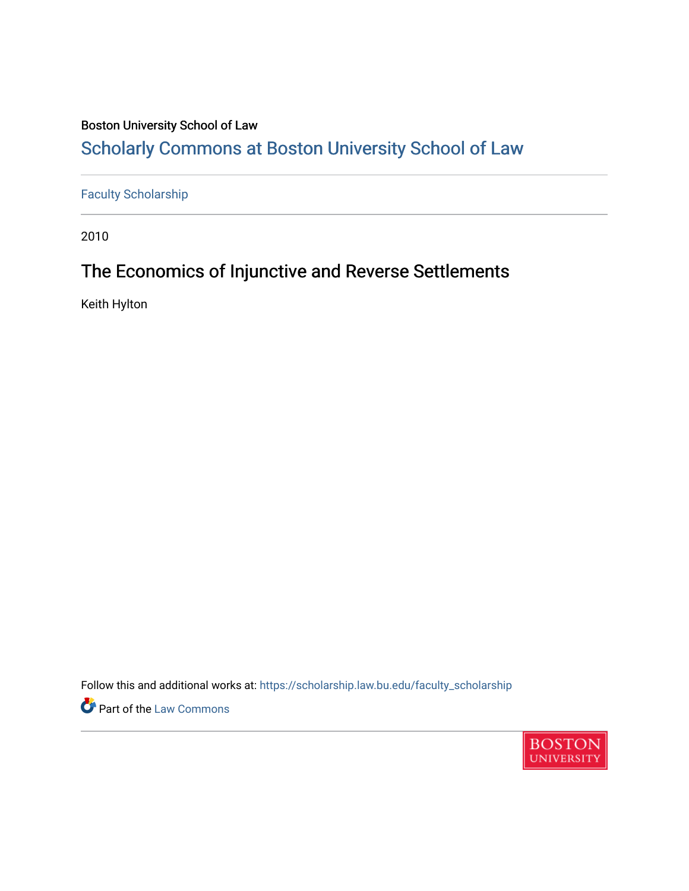Boston University School of Law

# Scholarly Commons at Boston University School of Law

Faculty Scholarship

2010

## The Economics of Injunctive and Reverse Settlements

Keith Hylton

Follow this and additional works at: https://scholarship.law.bu.edu/faculty_scholarship

Part of the Law Commons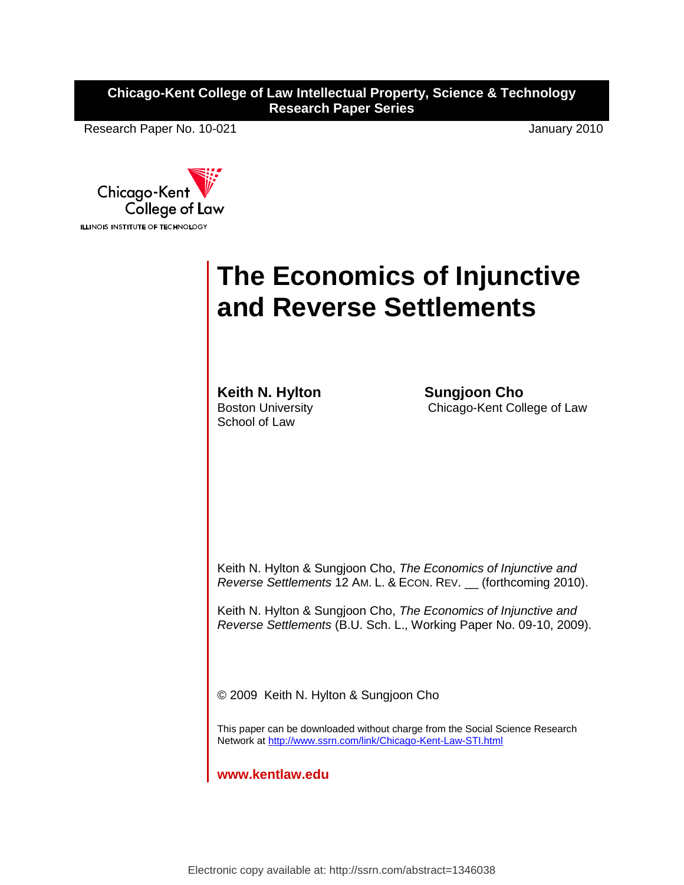**Chicago-Kent College of Law Intellectual Property, Science & Technology Research Paper Series**

Research Paper No. 10-021

January 2010

Chicago-Kent College of Law
ILLINOIS INSTITUTE OF TECHNOLOGY

# The Economics of Injunctive and Reverse Settlements

**Keith N. Hylton**
Boston University School of Law

**Sungjoon Cho**
Chicago-Kent College of Law

Keith N. Hylton & Sungjoon Cho, *The Economics of Injunctive and Reverse Settlements* 12 AM. L. & ECON. REV. __ (forthcoming 2010).

Keith N. Hylton & Sungjoon Cho, *The Economics of Injunctive and Reverse Settlements* (B.U. Sch. L., Working Paper No. 09-10, 2009).

© 2009 Keith N. Hylton & Sungjoon Cho

This paper can be downloaded without charge from the Social Science Research Network at http://www.ssrn.com/link/Chicago-Kent-Law-STI.html

**www.kentlaw.edu**

Electronic copy available at: http://ssrn.com/abstract=1346038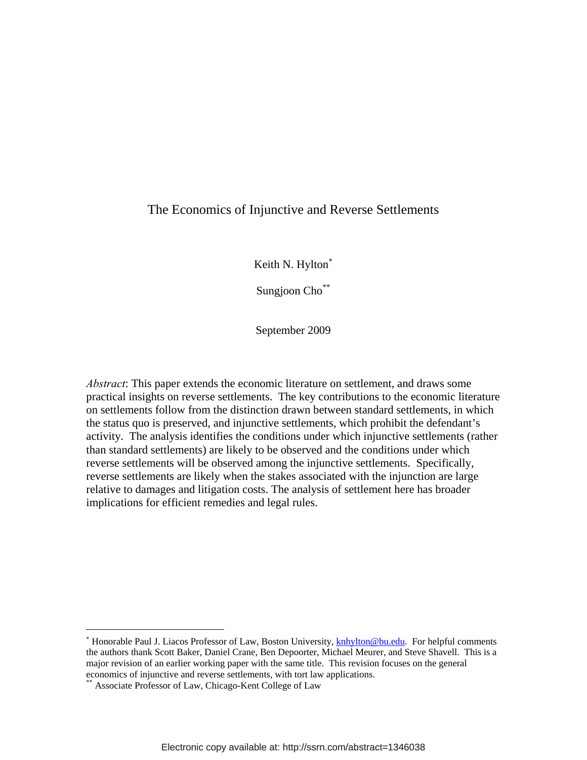# The Economics of Injunctive and Reverse Settlements

Keith N. Hylton*

Sungjoon Cho**

September 2009

*Abstract*: This paper extends the economic literature on settlement, and draws some practical insights on reverse settlements. The key contributions to the economic literature on settlements follow from the distinction drawn between standard settlements, in which the status quo is preserved, and injunctive settlements, which prohibit the defendant's activity. The analysis identifies the conditions under which injunctive settlements (rather than standard settlements) are likely to be observed and the conditions under which reverse settlements will be observed among the injunctive settlements. Specifically, reverse settlements are likely when the stakes associated with the injunction are large relative to damages and litigation costs. The analysis of settlement here has broader implications for efficient remedies and legal rules.

---

* Honorable Paul J. Liacos Professor of Law, Boston University, knhylton@bu.edu. For helpful comments the authors thank Scott Baker, Daniel Crane, Ben Depoorter, Michael Meurer, and Steve Shavell. This is a major revision of an earlier working paper with the same title. This revision focuses on the general economics of injunctive and reverse settlements, with tort law applications.

** Associate Professor of Law, Chicago-Kent College of Law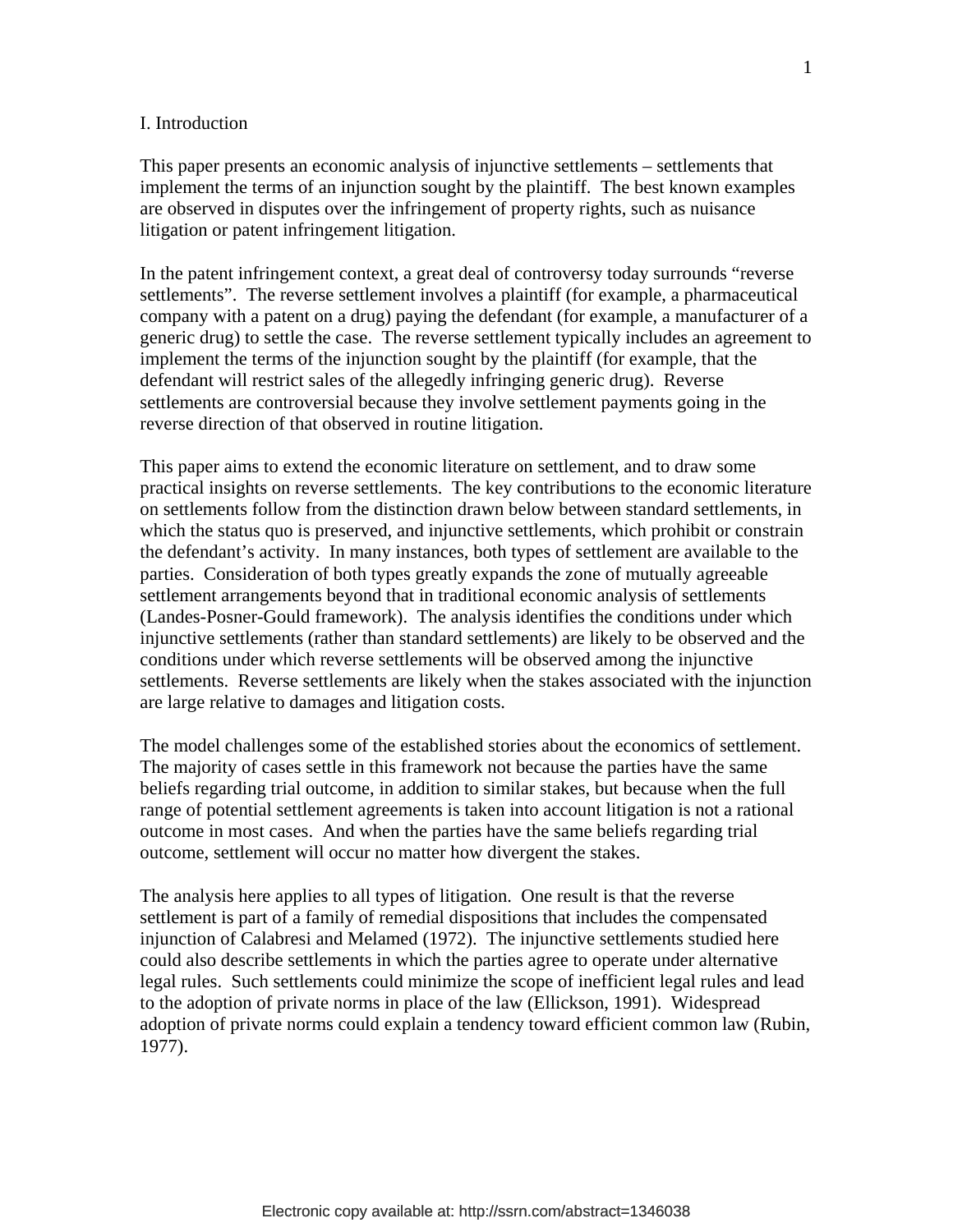# I. Introduction

This paper presents an economic analysis of injunctive settlements – settlements that implement the terms of an injunction sought by the plaintiff. The best known examples are observed in disputes over the infringement of property rights, such as nuisance litigation or patent infringement litigation.

In the patent infringement context, a great deal of controversy today surrounds "reverse settlements". The reverse settlement involves a plaintiff (for example, a pharmaceutical company with a patent on a drug) paying the defendant (for example, a manufacturer of a generic drug) to settle the case. The reverse settlement typically includes an agreement to implement the terms of the injunction sought by the plaintiff (for example, that the defendant will restrict sales of the allegedly infringing generic drug). Reverse settlements are controversial because they involve settlement payments going in the reverse direction of that observed in routine litigation.

This paper aims to extend the economic literature on settlement, and to draw some practical insights on reverse settlements. The key contributions to the economic literature on settlements follow from the distinction drawn below between standard settlements, in which the status quo is preserved, and injunctive settlements, which prohibit or constrain the defendant's activity. In many instances, both types of settlement are available to the parties. Consideration of both types greatly expands the zone of mutually agreeable settlement arrangements beyond that in traditional economic analysis of settlements (Landes-Posner-Gould framework). The analysis identifies the conditions under which injunctive settlements (rather than standard settlements) are likely to be observed and the conditions under which reverse settlements will be observed among the injunctive settlements. Reverse settlements are likely when the stakes associated with the injunction are large relative to damages and litigation costs.

The model challenges some of the established stories about the economics of settlement. The majority of cases settle in this framework not because the parties have the same beliefs regarding trial outcome, in addition to similar stakes, but because when the full range of potential settlement agreements is taken into account litigation is not a rational outcome in most cases. And when the parties have the same beliefs regarding trial outcome, settlement will occur no matter how divergent the stakes.

The analysis here applies to all types of litigation. One result is that the reverse settlement is part of a family of remedial dispositions that includes the compensated injunction of Calabresi and Melamed (1972). The injunctive settlements studied here could also describe settlements in which the parties agree to operate under alternative legal rules. Such settlements could minimize the scope of inefficient legal rules and lead to the adoption of private norms in place of the law (Ellickson, 1991). Widespread adoption of private norms could explain a tendency toward efficient common law (Rubin, 1977).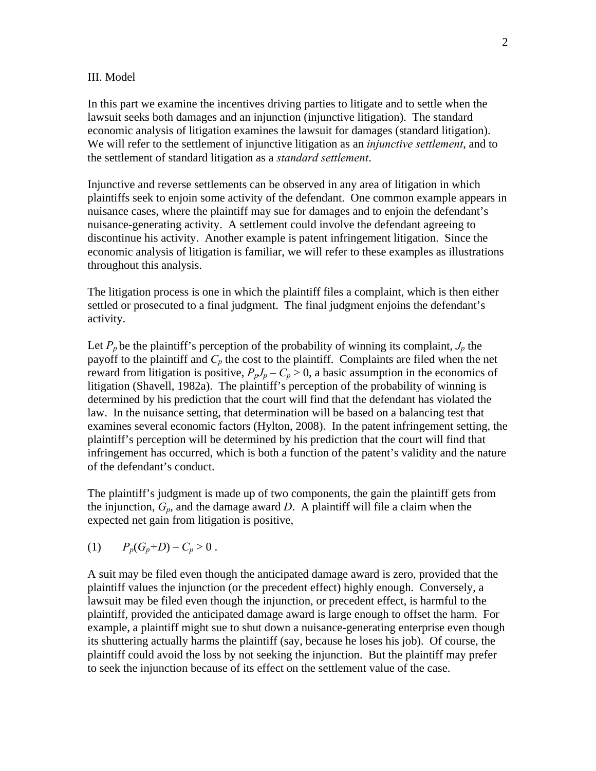## III. Model

In this part we examine the incentives driving parties to litigate and to settle when the lawsuit seeks both damages and an injunction (injunctive litigation). The standard economic analysis of litigation examines the lawsuit for damages (standard litigation). We will refer to the settlement of injunctive litigation as an *injunctive settlement*, and to the settlement of standard litigation as a *standard settlement*.

Injunctive and reverse settlements can be observed in any area of litigation in which plaintiffs seek to enjoin some activity of the defendant. One common example appears in nuisance cases, where the plaintiff may sue for damages and to enjoin the defendant's nuisance-generating activity. A settlement could involve the defendant agreeing to discontinue his activity. Another example is patent infringement litigation. Since the economic analysis of litigation is familiar, we will refer to these examples as illustrations throughout this analysis.

The litigation process is one in which the plaintiff files a complaint, which is then either settled or prosecuted to a final judgment. The final judgment enjoins the defendant's activity.

Let $P_p$ be the plaintiff's perception of the probability of winning its complaint, $J_p$ the payoff to the plaintiff and $C_p$ the cost to the plaintiff. Complaints are filed when the net reward from litigation is positive, $P_pJ_p - C_p > 0$, a basic assumption in the economics of litigation (Shavell, 1982a). The plaintiff's perception of the probability of winning is determined by his prediction that the court will find that the defendant has violated the law. In the nuisance setting, that determination will be based on a balancing test that examines several economic factors (Hylton, 2008). In the patent infringement setting, the plaintiff's perception will be determined by his prediction that the court will find that infringement has occurred, which is both a function of the patent's validity and the nature of the defendant's conduct.

The plaintiff's judgment is made up of two components, the gain the plaintiff gets from the injunction, $G_p$, and the damage award $D$. A plaintiff will file a claim when the expected net gain from litigation is positive,

$$(1) \qquad P_p(G_p+D) - C_p > 0 \ .$$

A suit may be filed even though the anticipated damage award is zero, provided that the plaintiff values the injunction (or the precedent effect) highly enough. Conversely, a lawsuit may be filed even though the injunction, or precedent effect, is harmful to the plaintiff, provided the anticipated damage award is large enough to offset the harm. For example, a plaintiff might sue to shut down a nuisance-generating enterprise even though its shuttering actually harms the plaintiff (say, because he loses his job). Of course, the plaintiff could avoid the loss by not seeking the injunction. But the plaintiff may prefer to seek the injunction because of its effect on the settlement value of the case.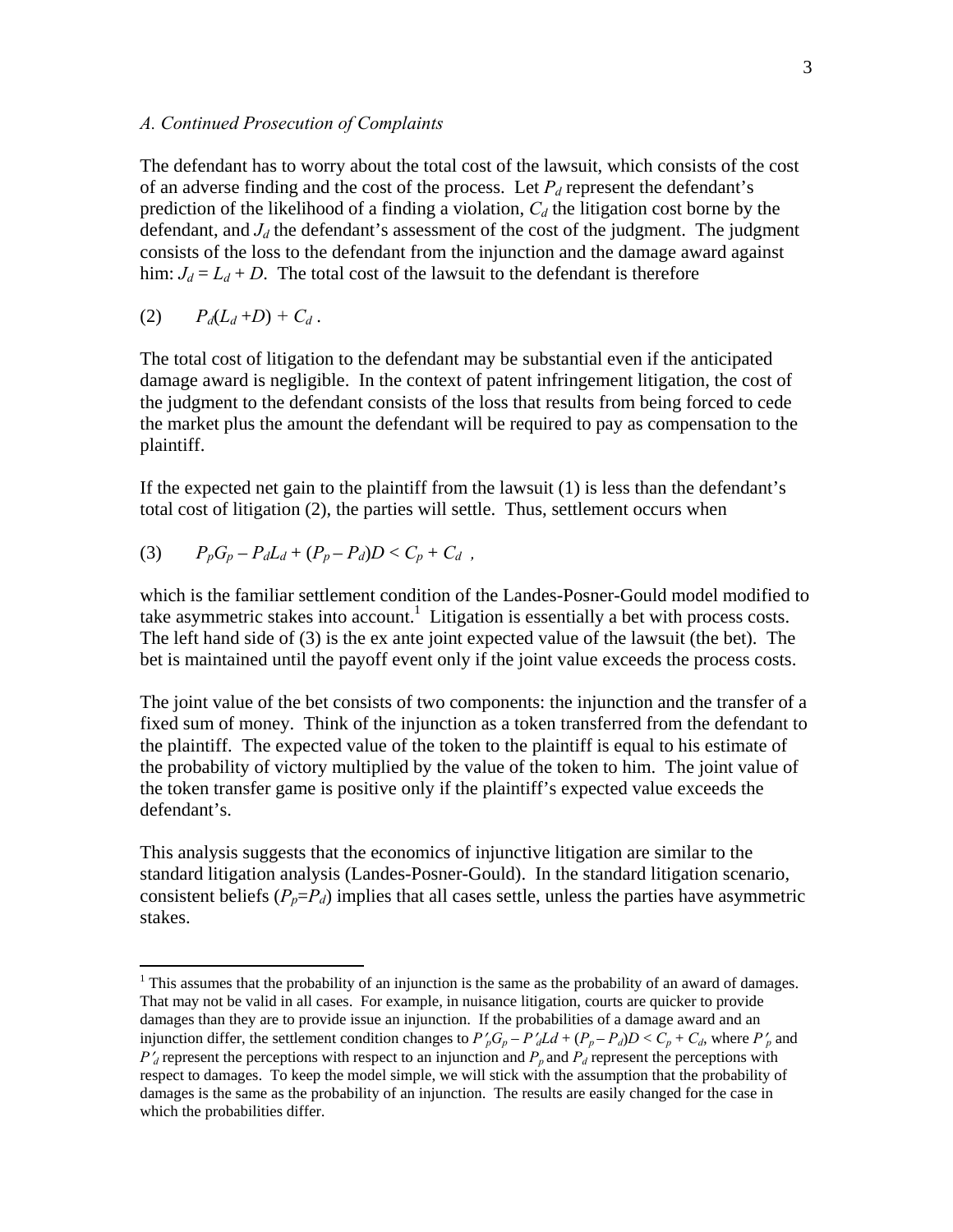*A. Continued Prosecution of Complaints*

The defendant has to worry about the total cost of the lawsuit, which consists of the cost of an adverse finding and the cost of the process. Let $P_d$ represent the defendant's prediction of the likelihood of a finding a violation, $C_d$ the litigation cost borne by the defendant, and $J_d$ the defendant's assessment of the cost of the judgment. The judgment consists of the loss to the defendant from the injunction and the damage award against him: $J_d = L_d + D$. The total cost of the lawsuit to the defendant is therefore

$$(2) \qquad P_d(L_d + D) + C_d \, .$$

The total cost of litigation to the defendant may be substantial even if the anticipated damage award is negligible. In the context of patent infringement litigation, the cost of the judgment to the defendant consists of the loss that results from being forced to cede the market plus the amount the defendant will be required to pay as compensation to the plaintiff.

If the expected net gain to the plaintiff from the lawsuit (1) is less than the defendant's total cost of litigation (2), the parties will settle. Thus, settlement occurs when

$$(3) \qquad P_pG_p - P_dL_d + (P_p - P_d)D < C_p + C_d \ ,$$

which is the familiar settlement condition of the Landes-Posner-Gould model modified to take asymmetric stakes into account.[1] Litigation is essentially a bet with process costs. The left hand side of (3) is the ex ante joint expected value of the lawsuit (the bet). The bet is maintained until the payoff event only if the joint value exceeds the process costs.

The joint value of the bet consists of two components: the injunction and the transfer of a fixed sum of money. Think of the injunction as a token transferred from the defendant to the plaintiff. The expected value of the token to the plaintiff is equal to his estimate of the probability of victory multiplied by the value of the token to him. The joint value of the token transfer game is positive only if the plaintiff's expected value exceeds the defendant's.

This analysis suggests that the economics of injunctive litigation are similar to the standard litigation analysis (Landes-Posner-Gould). In the standard litigation scenario, consistent beliefs ($P_p$=$P_d$) implies that all cases settle, unless the parties have asymmetric stakes.

---

[1] This assumes that the probability of an injunction is the same as the probability of an award of damages. That may not be valid in all cases. For example, in nuisance litigation, courts are quicker to provide damages than they are to provide issue an injunction. If the probabilities of a damage award and an injunction differ, the settlement condition changes to $P'_pG_p - P'_dLd + (P_p - P_d)D < C_p + C_d$, where $P'_p$ and $P'_d$ represent the perceptions with respect to an injunction and $P_p$ and $P_d$ represent the perceptions with respect to damages. To keep the model simple, we will stick with the assumption that the probability of damages is the same as the probability of an injunction. The results are easily changed for the case in which the probabilities differ.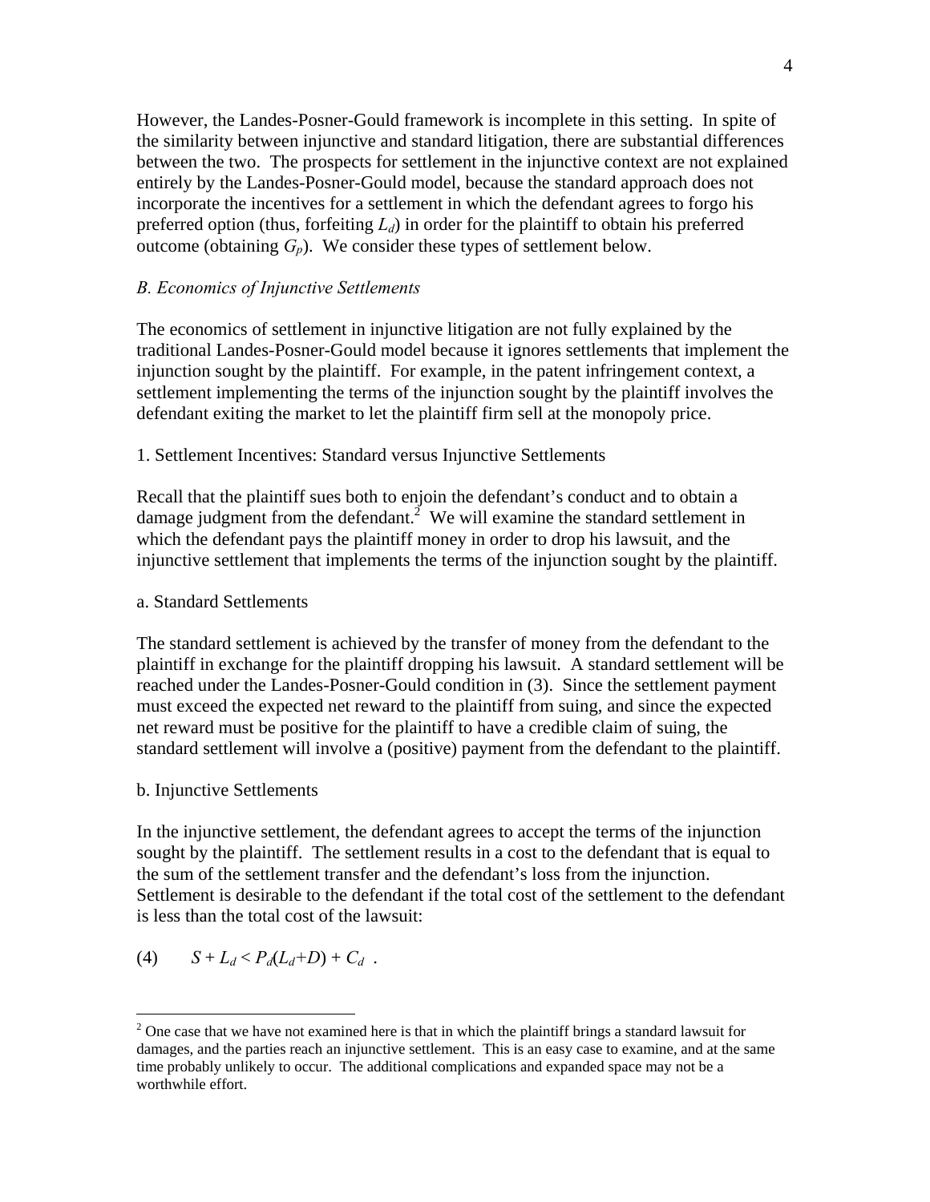However, the Landes-Posner-Gould framework is incomplete in this setting. In spite of the similarity between injunctive and standard litigation, there are substantial differences between the two. The prospects for settlement in the injunctive context are not explained entirely by the Landes-Posner-Gould model, because the standard approach does not incorporate the incentives for a settlement in which the defendant agrees to forgo his preferred option (thus, forfeiting $L_d$) in order for the plaintiff to obtain his preferred outcome (obtaining $G_p$). We consider these types of settlement below.

### *B. Economics of Injunctive Settlements*

The economics of settlement in injunctive litigation are not fully explained by the traditional Landes-Posner-Gould model because it ignores settlements that implement the injunction sought by the plaintiff. For example, in the patent infringement context, a settlement implementing the terms of the injunction sought by the plaintiff involves the defendant exiting the market to let the plaintiff firm sell at the monopoly price.

#### 1. Settlement Incentives: Standard versus Injunctive Settlements

Recall that the plaintiff sues both to enjoin the defendant's conduct and to obtain a damage judgment from the defendant.[2] We will examine the standard settlement in which the defendant pays the plaintiff money in order to drop his lawsuit, and the injunctive settlement that implements the terms of the injunction sought by the plaintiff.

#### a. Standard Settlements

The standard settlement is achieved by the transfer of money from the defendant to the plaintiff in exchange for the plaintiff dropping his lawsuit. A standard settlement will be reached under the Landes-Posner-Gould condition in (3). Since the settlement payment must exceed the expected net reward to the plaintiff from suing, and since the expected net reward must be positive for the plaintiff to have a credible claim of suing, the standard settlement will involve a (positive) payment from the defendant to the plaintiff.

#### b. Injunctive Settlements

In the injunctive settlement, the defendant agrees to accept the terms of the injunction sought by the plaintiff. The settlement results in a cost to the defendant that is equal to the sum of the settlement transfer and the defendant's loss from the injunction. Settlement is desirable to the defendant if the total cost of the settlement to the defendant is less than the total cost of the lawsuit:

$$(4) \qquad S + L_d < P_d(L_d + D) + C_d \ .$$

---

[2] One case that we have not examined here is that in which the plaintiff brings a standard lawsuit for damages, and the parties reach an injunctive settlement. This is an easy case to examine, and at the same time probably unlikely to occur. The additional complications and expanded space may not be a worthwhile effort.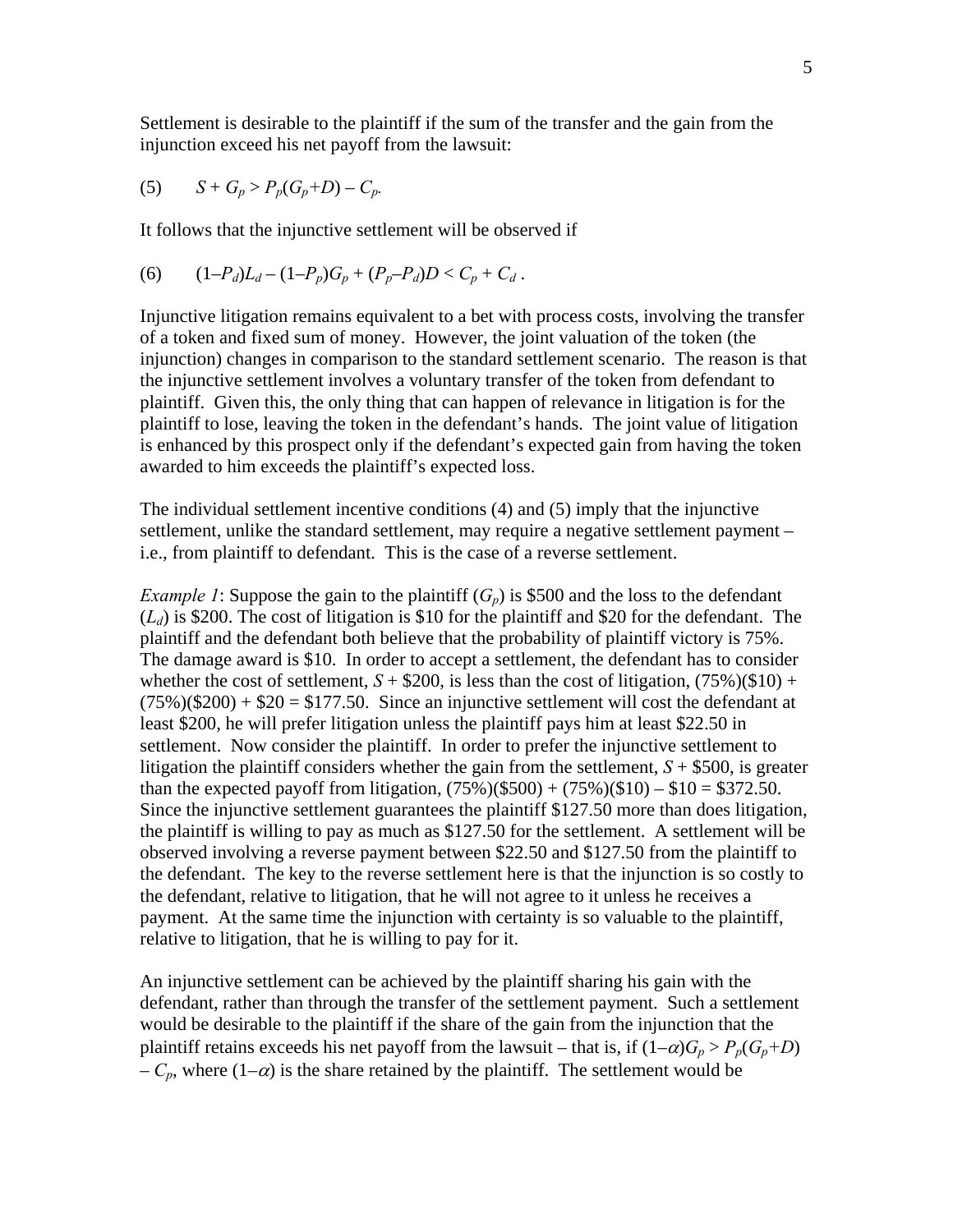Settlement is desirable to the plaintiff if the sum of the transfer and the gain from the injunction exceed his net payoff from the lawsuit:

$$(5) \qquad S + G_p > P_p(G_p + D) - C_p.$$

It follows that the injunctive settlement will be observed if

$$(6) \qquad (1 - P_d)L_d - (1 - P_p)G_p + (P_p - P_d)D < C_p + C_d .$$

Injunctive litigation remains equivalent to a bet with process costs, involving the transfer of a token and fixed sum of money. However, the joint valuation of the token (the injunction) changes in comparison to the standard settlement scenario. The reason is that the injunctive settlement involves a voluntary transfer of the token from defendant to plaintiff. Given this, the only thing that can happen of relevance in litigation is for the plaintiff to lose, leaving the token in the defendant's hands. The joint value of litigation is enhanced by this prospect only if the defendant's expected gain from having the token awarded to him exceeds the plaintiff's expected loss.

The individual settlement incentive conditions (4) and (5) imply that the injunctive settlement, unlike the standard settlement, may require a negative settlement payment – i.e., from plaintiff to defendant. This is the case of a reverse settlement.

*Example 1*: Suppose the gain to the plaintiff ($G_p$) is \$500 and the loss to the defendant ($L_d$) is \$200. The cost of litigation is \$10 for the plaintiff and \$20 for the defendant. The plaintiff and the defendant both believe that the probability of plaintiff victory is 75%. The damage award is \$10. In order to accept a settlement, the defendant has to consider whether the cost of settlement, $S$ + \$200, is less than the cost of litigation, (75%)(\$10) + (75%)(\$200) + \$20 = \$177.50. Since an injunctive settlement will cost the defendant at least \$200, he will prefer litigation unless the plaintiff pays him at least \$22.50 in settlement. Now consider the plaintiff. In order to prefer the injunctive settlement to litigation the plaintiff considers whether the gain from the settlement, $S$ + \$500, is greater than the expected payoff from litigation, (75%)(\$500) + (75%)(\$10) – \$10 = \$372.50. Since the injunctive settlement guarantees the plaintiff \$127.50 more than does litigation, the plaintiff is willing to pay as much as \$127.50 for the settlement. A settlement will be observed involving a reverse payment between \$22.50 and \$127.50 from the plaintiff to the defendant. The key to the reverse settlement here is that the injunction is so costly to the defendant, relative to litigation, that he will not agree to it unless he receives a payment. At the same time the injunction with certainty is so valuable to the plaintiff, relative to litigation, that he is willing to pay for it.

An injunctive settlement can be achieved by the plaintiff sharing his gain with the defendant, rather than through the transfer of the settlement payment. Such a settlement would be desirable to the plaintiff if the share of the gain from the injunction that the plaintiff retains exceeds his net payoff from the lawsuit – that is, if $(1-\alpha)G_p > P_p(G_p+D) - C_p$, where $(1-\alpha)$ is the share retained by the plaintiff. The settlement would be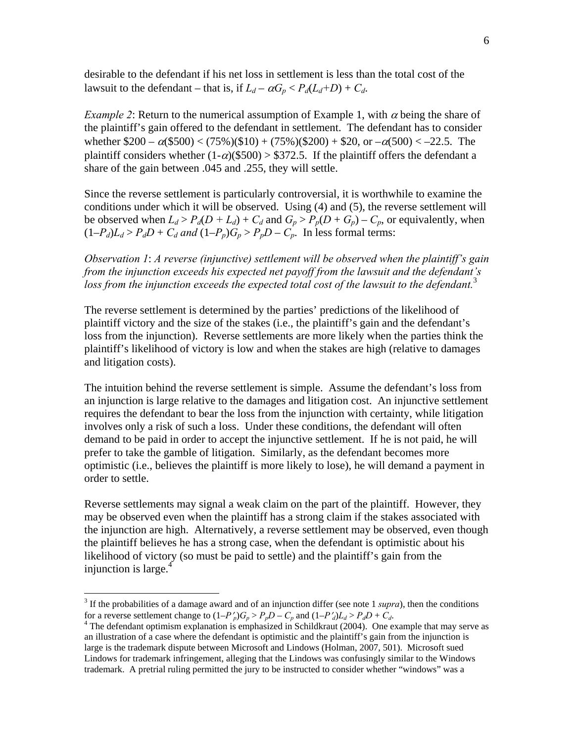desirable to the defendant if his net loss in settlement is less than the total cost of the lawsuit to the defendant – that is, if $L_d - \alpha G_p < P_d(L_d+D) + C_d$.

*Example 2*: Return to the numerical assumption of Example 1, with $\alpha$ being the share of the plaintiff's gain offered to the defendant in settlement. The defendant has to consider whether $\$200 - \alpha(\$500) < (75\%)(\$10) + (75\%)(\$200) + \$20$, or $-\alpha(500) < -22.5$. The plaintiff considers whether $(1-\alpha)(\$500) > \$372.5$. If the plaintiff offers the defendant a share of the gain between .045 and .255, they will settle.

Since the reverse settlement is particularly controversial, it is worthwhile to examine the conditions under which it will be observed. Using (4) and (5), the reverse settlement will be observed when $L_d > P_d(D + L_d) + C_d$ and $G_p > P_p(D + G_p) - C_p$, or equivalently, when $(1-P_d)L_d > P_dD + C_d$ *and* $(1-P_p)G_p > P_pD - C_p$. In less formal terms:

*Observation 1*: *A reverse (injunctive) settlement will be observed when the plaintiff's gain from the injunction exceeds his expected net payoff from the lawsuit and the defendant's loss from the injunction exceeds the expected total cost of the lawsuit to the defendant.*[3]

The reverse settlement is determined by the parties' predictions of the likelihood of plaintiff victory and the size of the stakes (i.e., the plaintiff's gain and the defendant's loss from the injunction). Reverse settlements are more likely when the parties think the plaintiff's likelihood of victory is low and when the stakes are high (relative to damages and litigation costs).

The intuition behind the reverse settlement is simple. Assume the defendant's loss from an injunction is large relative to the damages and litigation cost. An injunctive settlement requires the defendant to bear the loss from the injunction with certainty, while litigation involves only a risk of such a loss. Under these conditions, the defendant will often demand to be paid in order to accept the injunctive settlement. If he is not paid, he will prefer to take the gamble of litigation. Similarly, as the defendant becomes more optimistic (i.e., believes the plaintiff is more likely to lose), he will demand a payment in order to settle.

Reverse settlements may signal a weak claim on the part of the plaintiff. However, they may be observed even when the plaintiff has a strong claim if the stakes associated with the injunction are high. Alternatively, a reverse settlement may be observed, even though the plaintiff believes he has a strong case, when the defendant is optimistic about his likelihood of victory (so must be paid to settle) and the plaintiff's gain from the injunction is large.[4]

---

[3] If the probabilities of a damage award and of an injunction differ (see note 1 *supra*), then the conditions for a reverse settlement change to $(1-P'_p)G_p > P_pD - C_p$ and $(1-P'_d)L_d > P_dD + C_d$.

[4] The defendant optimism explanation is emphasized in Schildkraut (2004). One example that may serve as an illustration of a case where the defendant is optimistic and the plaintiff's gain from the injunction is large is the trademark dispute between Microsoft and Lindows (Holman, 2007, 501). Microsoft sued Lindows for trademark infringement, alleging that the Lindows was confusingly similar to the Windows trademark. A pretrial ruling permitted the jury to be instructed to consider whether "windows" was a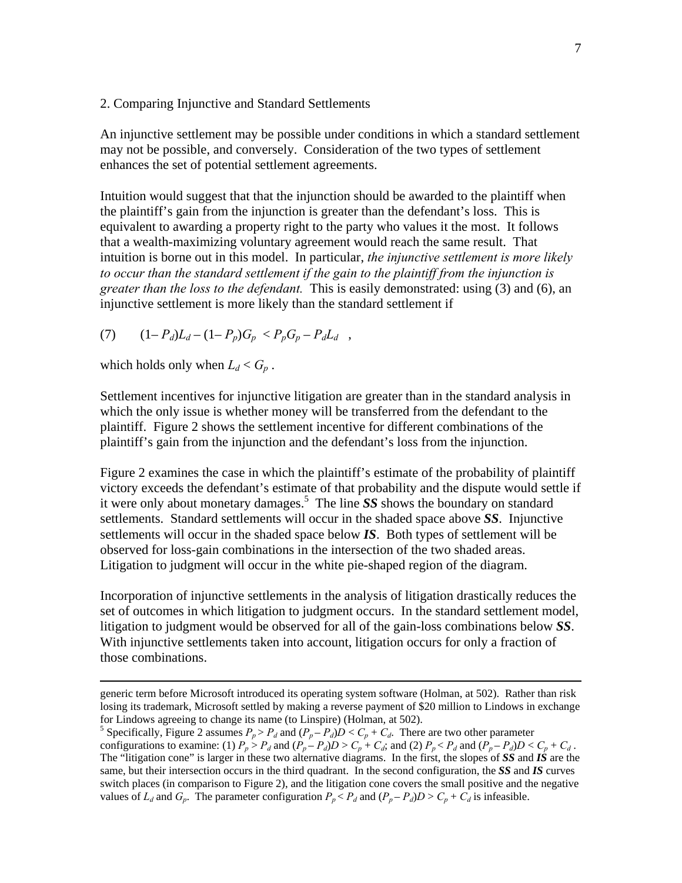## 2. Comparing Injunctive and Standard Settlements

An injunctive settlement may be possible under conditions in which a standard settlement may not be possible, and conversely. Consideration of the two types of settlement enhances the set of potential settlement agreements.

Intuition would suggest that that the injunction should be awarded to the plaintiff when the plaintiff's gain from the injunction is greater than the defendant's loss. This is equivalent to awarding a property right to the party who values it the most. It follows that a wealth-maximizing voluntary agreement would reach the same result. That intuition is borne out in this model. In particular, *the injunctive settlement is more likely to occur than the standard settlement if the gain to the plaintiff from the injunction is greater than the loss to the defendant.* This is easily demonstrated: using (3) and (6), an injunctive settlement is more likely than the standard settlement if

$$(7) \qquad (1-P_d)L_d - (1-P_p)G_p < P_pG_p - P_dL_d \quad ,$$

which holds only when $L_d < G_p$ .

Settlement incentives for injunctive litigation are greater than in the standard analysis in which the only issue is whether money will be transferred from the defendant to the plaintiff. Figure 2 shows the settlement incentive for different combinations of the plaintiff's gain from the injunction and the defendant's loss from the injunction.

Figure 2 examines the case in which the plaintiff's estimate of the probability of plaintiff victory exceeds the defendant's estimate of that probability and the dispute would settle if it were only about monetary damages.[5] The line ***SS*** shows the boundary on standard settlements. Standard settlements will occur in the shaded space above ***SS***. Injunctive settlements will occur in the shaded space below ***IS***. Both types of settlement will be observed for loss-gain combinations in the intersection of the two shaded areas. Litigation to judgment will occur in the white pie-shaped region of the diagram.

Incorporation of injunctive settlements in the analysis of litigation drastically reduces the set of outcomes in which litigation to judgment occurs. In the standard settlement model, litigation to judgment would be observed for all of the gain-loss combinations below ***SS***. With injunctive settlements taken into account, litigation occurs for only a fraction of those combinations.

---

generic term before Microsoft introduced its operating system software (Holman, at 502). Rather than risk losing its trademark, Microsoft settled by making a reverse payment of \$20 million to Lindows in exchange for Lindows agreeing to change its name (to Linspire) (Holman, at 502).

[5] Specifically, Figure 2 assumes $P_p > P_d$ and $(P_p - P_d)D < C_p + C_d$. There are two other parameter configurations to examine: (1) $P_p > P_d$ and $(P_p - P_d)D > C_p + C_d$; and (2) $P_p < P_d$ and $(P_p - P_d)D < C_p + C_d$ . The "litigation cone" is larger in these two alternative diagrams. In the first, the slopes of ***SS*** and ***IS*** are the same, but their intersection occurs in the third quadrant. In the second configuration, the ***SS*** and ***IS*** curves switch places (in comparison to Figure 2), and the litigation cone covers the small positive and the negative values of $L_d$ and $G_p$. The parameter configuration $P_p < P_d$ and $(P_p - P_d)D > C_p + C_d$ is infeasible.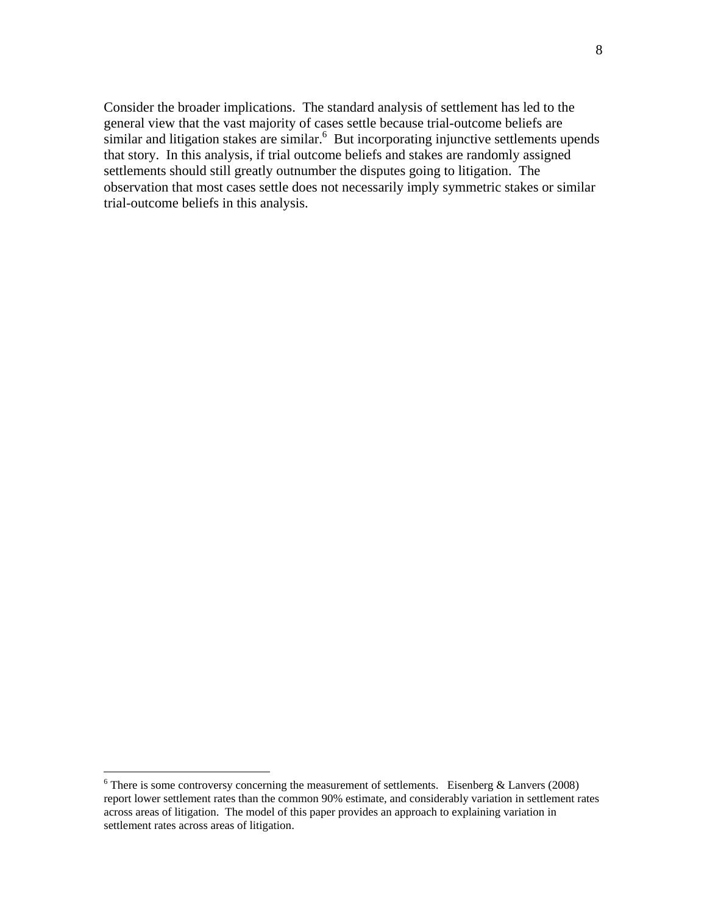Consider the broader implications. The standard analysis of settlement has led to the general view that the vast majority of cases settle because trial-outcome beliefs are similar and litigation stakes are similar.[6] But incorporating injunctive settlements upends that story. In this analysis, if trial outcome beliefs and stakes are randomly assigned settlements should still greatly outnumber the disputes going to litigation. The observation that most cases settle does not necessarily imply symmetric stakes or similar trial-outcome beliefs in this analysis.

---

[6] There is some controversy concerning the measurement of settlements. Eisenberg & Lanvers (2008) report lower settlement rates than the common 90% estimate, and considerably variation in settlement rates across areas of litigation. The model of this paper provides an approach to explaining variation in settlement rates across areas of litigation.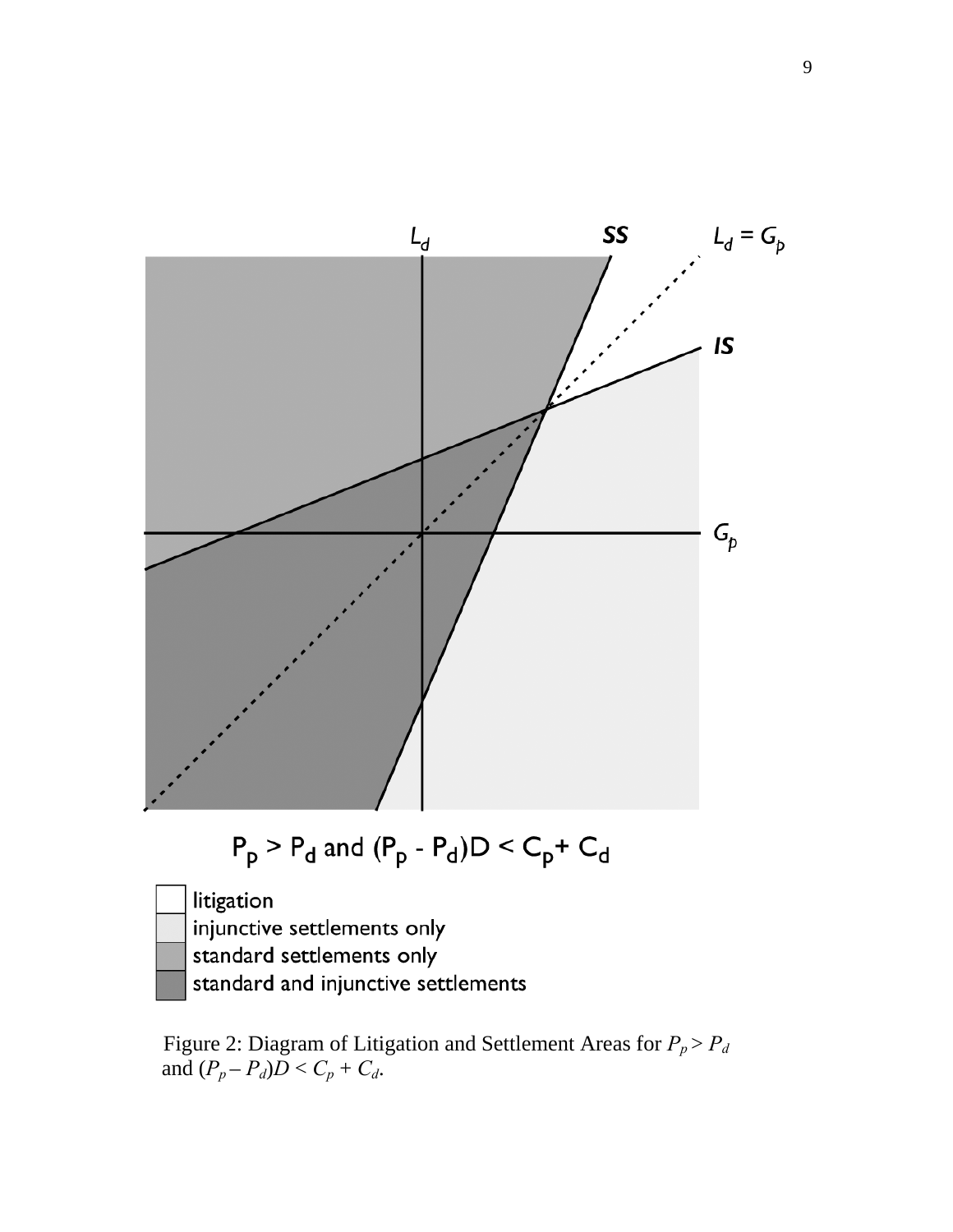Figure 2: Diagram of Litigation and Settlement Areas for $P_p > P_d$ and $(P_p - P_d)D < C_p + C_d$.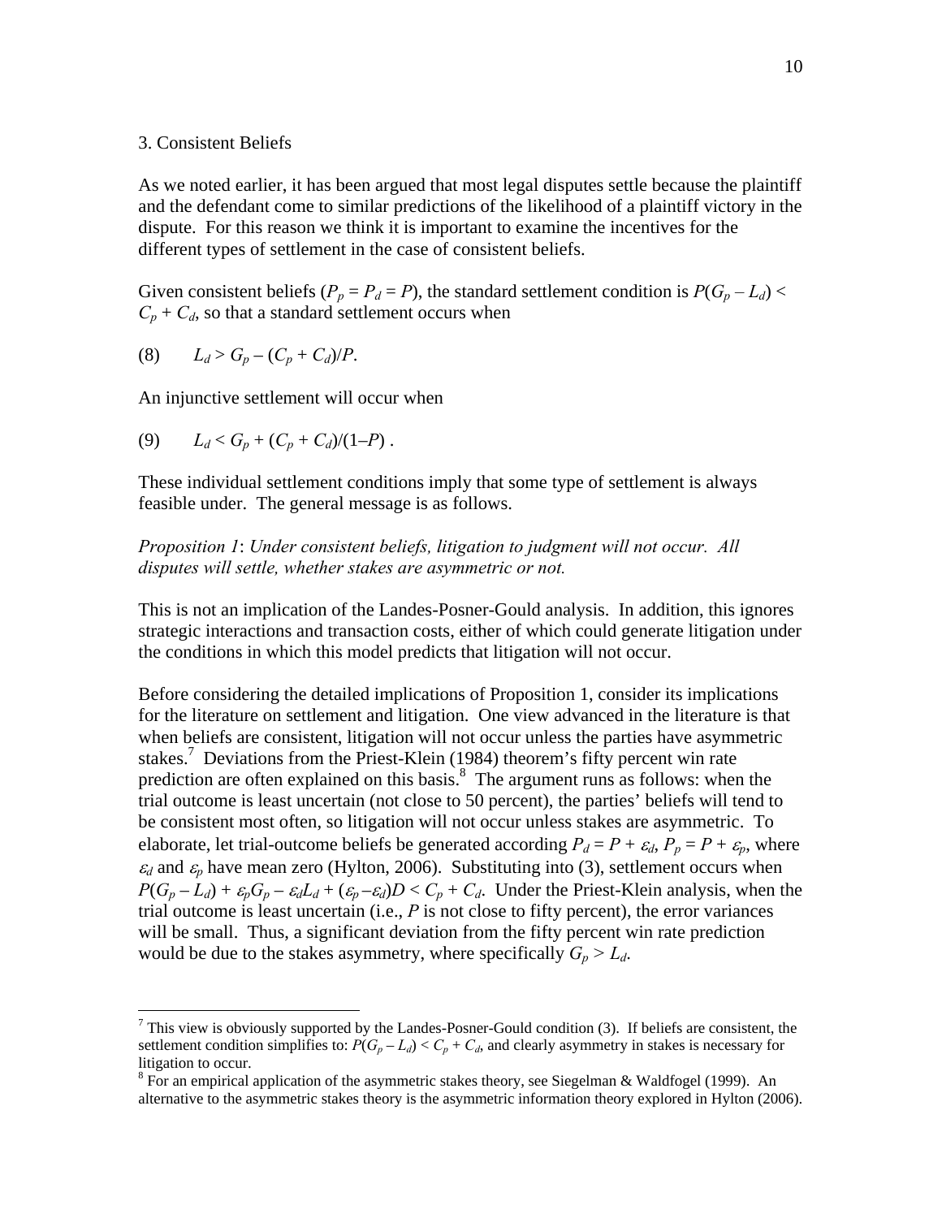## 3. Consistent Beliefs

As we noted earlier, it has been argued that most legal disputes settle because the plaintiff and the defendant come to similar predictions of the likelihood of a plaintiff victory in the dispute. For this reason we think it is important to examine the incentives for the different types of settlement in the case of consistent beliefs.

Given consistent beliefs ($P_p = P_d = P$), the standard settlement condition is $P(G_p - L_d) < C_p + C_d$, so that a standard settlement occurs when

(8) $\quad L_d > G_p - (C_p + C_d)/P$.

An injunctive settlement will occur when

(9) $\quad L_d < G_p + (C_p + C_d)/(1-P)$ .

These individual settlement conditions imply that some type of settlement is always feasible under. The general message is as follows.

*Proposition 1*: *Under consistent beliefs, litigation to judgment will not occur. All disputes will settle, whether stakes are asymmetric or not.*

This is not an implication of the Landes-Posner-Gould analysis. In addition, this ignores strategic interactions and transaction costs, either of which could generate litigation under the conditions in which this model predicts that litigation will not occur.

Before considering the detailed implications of Proposition 1, consider its implications for the literature on settlement and litigation. One view advanced in the literature is that when beliefs are consistent, litigation will not occur unless the parties have asymmetric stakes.[7] Deviations from the Priest-Klein (1984) theorem's fifty percent win rate prediction are often explained on this basis.[8] The argument runs as follows: when the trial outcome is least uncertain (not close to 50 percent), the parties' beliefs will tend to be consistent most often, so litigation will not occur unless stakes are asymmetric. To elaborate, let trial-outcome beliefs be generated according $P_d = P + \varepsilon_d$, $P_p = P + \varepsilon_p$, where $\varepsilon_d$ and $\varepsilon_p$ have mean zero (Hylton, 2006). Substituting into (3), settlement occurs when $P(G_p - L_d) + \varepsilon_p G_p - \varepsilon_d L_d + (\varepsilon_p - \varepsilon_d)D < C_p + C_d$. Under the Priest-Klein analysis, when the trial outcome is least uncertain (i.e., $P$ is not close to fifty percent), the error variances will be small. Thus, a significant deviation from the fifty percent win rate prediction would be due to the stakes asymmetry, where specifically $G_p > L_d$.

---

[7] This view is obviously supported by the Landes-Posner-Gould condition (3). If beliefs are consistent, the settlement condition simplifies to: $P(G_p - L_d) < C_p + C_d$, and clearly asymmetry in stakes is necessary for litigation to occur.

[8] For an empirical application of the asymmetric stakes theory, see Siegelman & Waldfogel (1999). An alternative to the asymmetric stakes theory is the asymmetric information theory explored in Hylton (2006).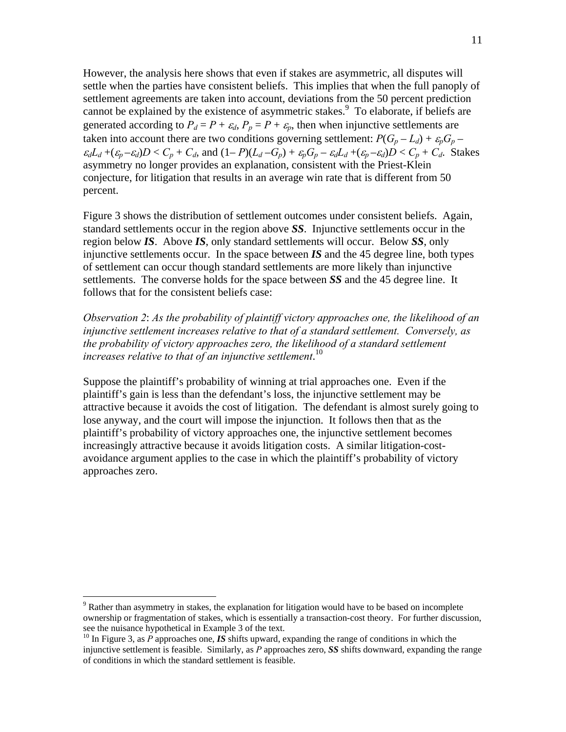However, the analysis here shows that even if stakes are asymmetric, all disputes will settle when the parties have consistent beliefs. This implies that when the full panoply of settlement agreements are taken into account, deviations from the 50 percent prediction cannot be explained by the existence of asymmetric stakes.[9] To elaborate, if beliefs are generated according to $P_d = P + \varepsilon_d$, $P_p = P + \varepsilon_p$, then when injunctive settlements are taken into account there are two conditions governing settlement: $P(G_p - L_d) + \varepsilon_p G_p - \varepsilon_d L_d + (\varepsilon_p - \varepsilon_d)D < C_p + C_d$, and $(1 - P)(L_d - G_p) + \varepsilon_p G_p - \varepsilon_d L_d + (\varepsilon_p - \varepsilon_d)D < C_p + C_d$. Stakes asymmetry no longer provides an explanation, consistent with the Priest-Klein conjecture, for litigation that results in an average win rate that is different from 50 percent.

Figure 3 shows the distribution of settlement outcomes under consistent beliefs. Again, standard settlements occur in the region above ***SS***. Injunctive settlements occur in the region below ***IS***. Above ***IS***, only standard settlements will occur. Below ***SS***, only injunctive settlements occur. In the space between ***IS*** and the 45 degree line, both types of settlement can occur though standard settlements are more likely than injunctive settlements. The converse holds for the space between ***SS*** and the 45 degree line. It follows that for the consistent beliefs case:

*Observation 2*: *As the probability of plaintiff victory approaches one, the likelihood of an injunctive settlement increases relative to that of a standard settlement. Conversely, as the probability of victory approaches zero, the likelihood of a standard settlement increases relative to that of an injunctive settlement*.[10]

Suppose the plaintiff's probability of winning at trial approaches one. Even if the plaintiff's gain is less than the defendant's loss, the injunctive settlement may be attractive because it avoids the cost of litigation. The defendant is almost surely going to lose anyway, and the court will impose the injunction. It follows then that as the plaintiff's probability of victory approaches one, the injunctive settlement becomes increasingly attractive because it avoids litigation costs. A similar litigation-cost-avoidance argument applies to the case in which the plaintiff's probability of victory approaches zero.

---

[9] Rather than asymmetry in stakes, the explanation for litigation would have to be based on incomplete ownership or fragmentation of stakes, which is essentially a transaction-cost theory. For further discussion, see the nuisance hypothetical in Example 3 of the text.

[10] In Figure 3, as $P$ approaches one, ***IS*** shifts upward, expanding the range of conditions in which the injunctive settlement is feasible. Similarly, as $P$ approaches zero, ***SS*** shifts downward, expanding the range of conditions in which the standard settlement is feasible.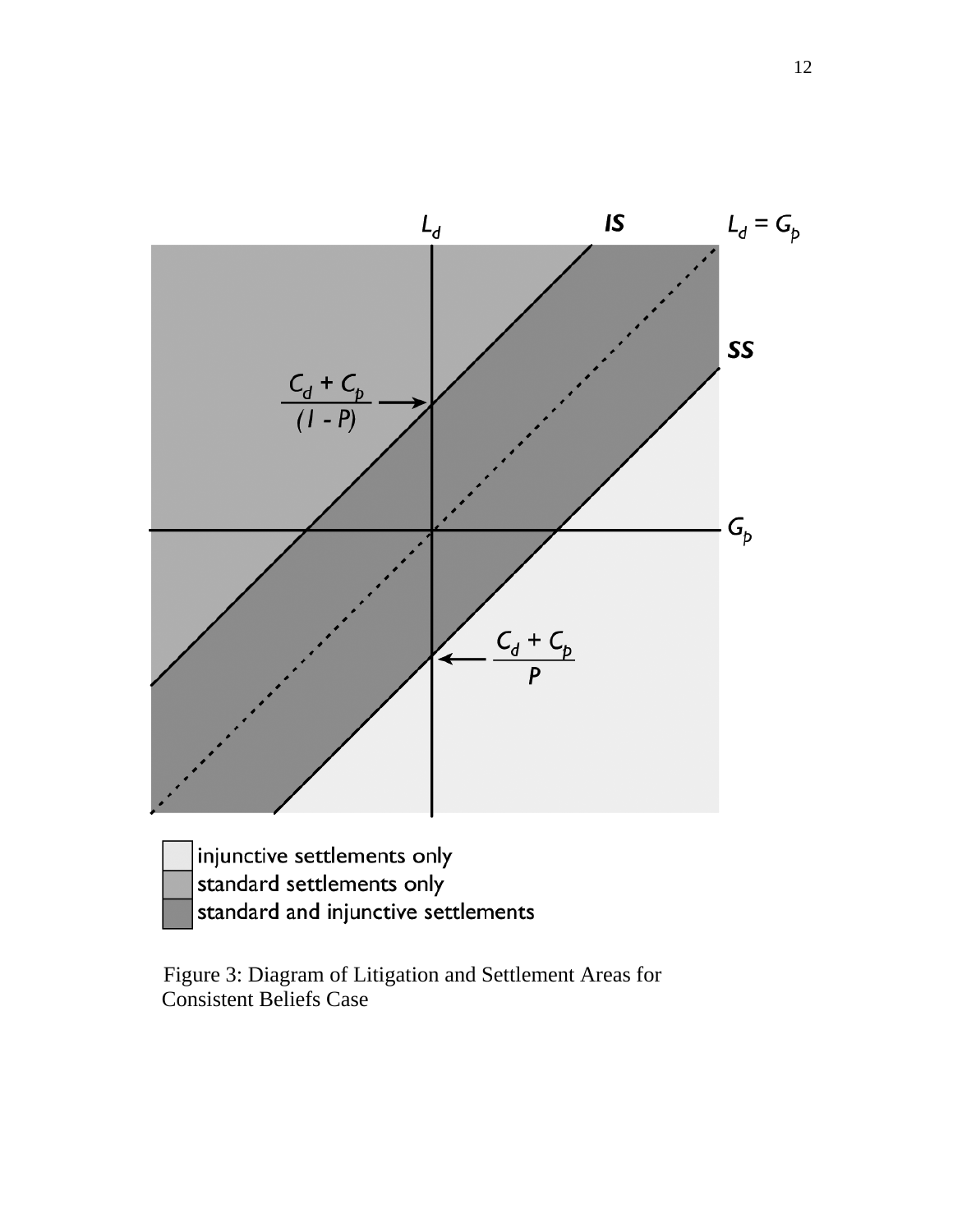Figure 3: Diagram of Litigation and Settlement Areas for Consistent Beliefs Case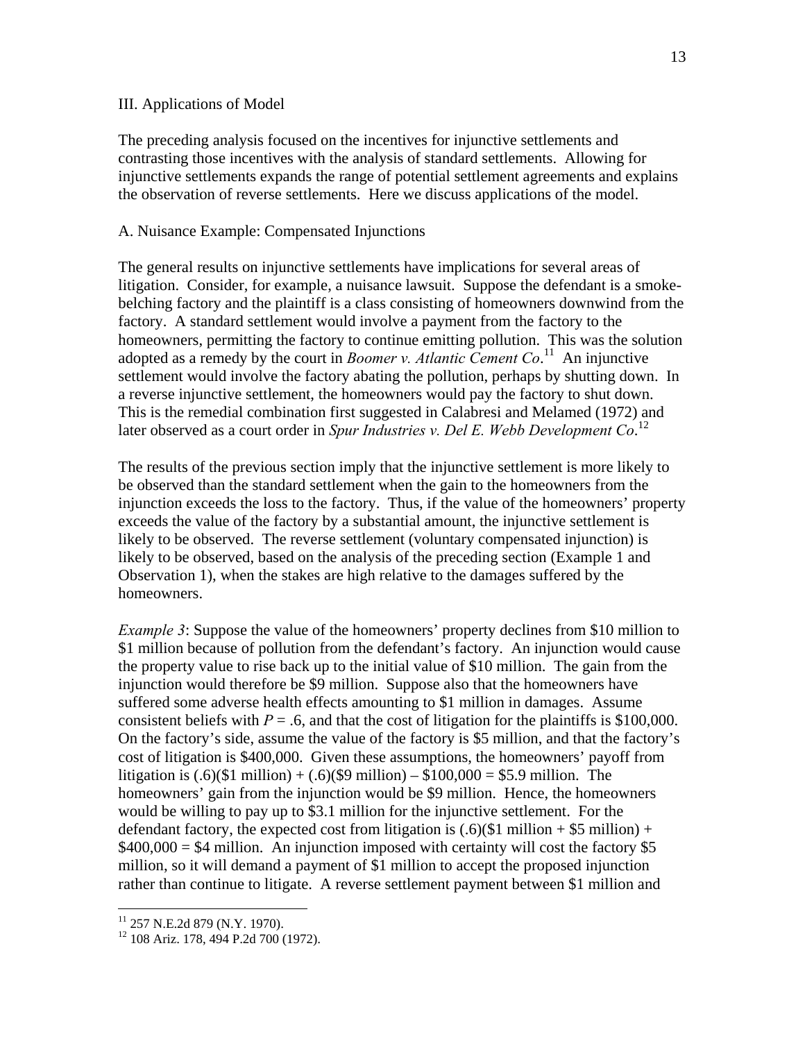III. Applications of Model

The preceding analysis focused on the incentives for injunctive settlements and contrasting those incentives with the analysis of standard settlements. Allowing for injunctive settlements expands the range of potential settlement agreements and explains the observation of reverse settlements. Here we discuss applications of the model.

A. Nuisance Example: Compensated Injunctions

The general results on injunctive settlements have implications for several areas of litigation. Consider, for example, a nuisance lawsuit. Suppose the defendant is a smoke-belching factory and the plaintiff is a class consisting of homeowners downwind from the factory. A standard settlement would involve a payment from the factory to the homeowners, permitting the factory to continue emitting pollution. This was the solution adopted as a remedy by the court in *Boomer v. Atlantic Cement Co*.[11] An injunctive settlement would involve the factory abating the pollution, perhaps by shutting down. In a reverse injunctive settlement, the homeowners would pay the factory to shut down. This is the remedial combination first suggested in Calabresi and Melamed (1972) and later observed as a court order in *Spur Industries v. Del E. Webb Development Co*.[12]

The results of the previous section imply that the injunctive settlement is more likely to be observed than the standard settlement when the gain to the homeowners from the injunction exceeds the loss to the factory. Thus, if the value of the homeowners' property exceeds the value of the factory by a substantial amount, the injunctive settlement is likely to be observed. The reverse settlement (voluntary compensated injunction) is likely to be observed, based on the analysis of the preceding section (Example 1 and Observation 1), when the stakes are high relative to the damages suffered by the homeowners.

*Example 3*: Suppose the value of the homeowners' property declines from \$10 million to \$1 million because of pollution from the defendant's factory. An injunction would cause the property value to rise back up to the initial value of \$10 million. The gain from the injunction would therefore be \$9 million. Suppose also that the homeowners have suffered some adverse health effects amounting to \$1 million in damages. Assume consistent beliefs with $P = .6$, and that the cost of litigation for the plaintiffs is \$100,000. On the factory's side, assume the value of the factory is \$5 million, and that the factory's cost of litigation is \$400,000. Given these assumptions, the homeowners' payoff from litigation is (.6)(\$1 million) + (.6)(\$9 million) – \$100,000 = \$5.9 million. The homeowners' gain from the injunction would be \$9 million. Hence, the homeowners would be willing to pay up to \$3.1 million for the injunctive settlement. For the defendant factory, the expected cost from litigation is (.6)(\$1 million + \$5 million) + \$400,000 = \$4 million. An injunction imposed with certainty will cost the factory \$5 million, so it will demand a payment of \$1 million to accept the proposed injunction rather than continue to litigate. A reverse settlement payment between \$1 million and

[11] 257 N.E.2d 879 (N.Y. 1970).

[12] 108 Ariz. 178, 494 P.2d 700 (1972).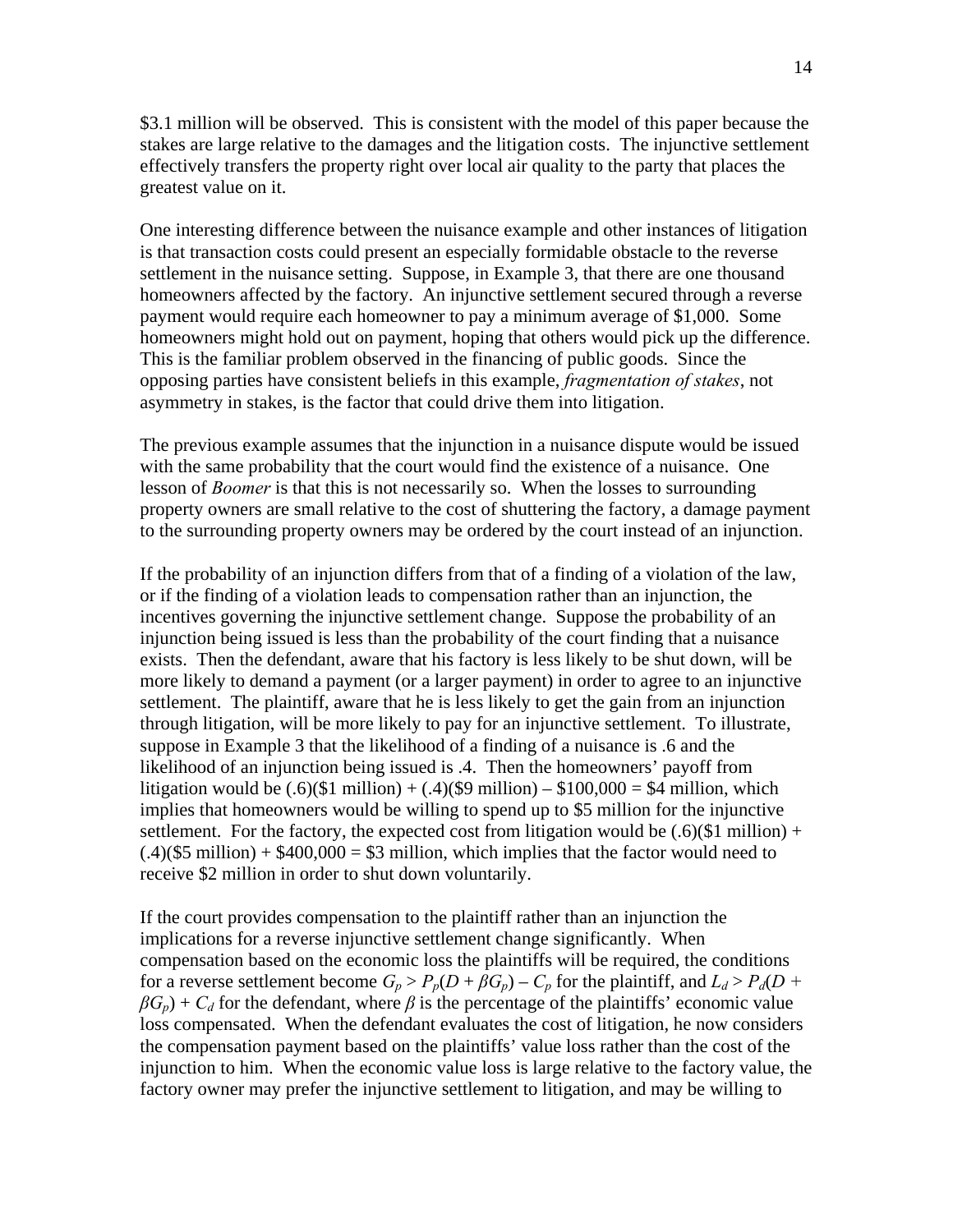$3.1 million will be observed. This is consistent with the model of this paper because the stakes are large relative to the damages and the litigation costs. The injunctive settlement effectively transfers the property right over local air quality to the party that places the greatest value on it.

One interesting difference between the nuisance example and other instances of litigation is that transaction costs could present an especially formidable obstacle to the reverse settlement in the nuisance setting. Suppose, in Example 3, that there are one thousand homeowners affected by the factory. An injunctive settlement secured through a reverse payment would require each homeowner to pay a minimum average of $1,000. Some homeowners might hold out on payment, hoping that others would pick up the difference. This is the familiar problem observed in the financing of public goods. Since the opposing parties have consistent beliefs in this example, *fragmentation of stakes*, not asymmetry in stakes, is the factor that could drive them into litigation.

The previous example assumes that the injunction in a nuisance dispute would be issued with the same probability that the court would find the existence of a nuisance. One lesson of *Boomer* is that this is not necessarily so. When the losses to surrounding property owners are small relative to the cost of shuttering the factory, a damage payment to the surrounding property owners may be ordered by the court instead of an injunction.

If the probability of an injunction differs from that of a finding of a violation of the law, or if the finding of a violation leads to compensation rather than an injunction, the incentives governing the injunctive settlement change. Suppose the probability of an injunction being issued is less than the probability of the court finding that a nuisance exists. Then the defendant, aware that his factory is less likely to be shut down, will be more likely to demand a payment (or a larger payment) in order to agree to an injunctive settlement. The plaintiff, aware that he is less likely to get the gain from an injunction through litigation, will be more likely to pay for an injunctive settlement. To illustrate, suppose in Example 3 that the likelihood of a finding of a nuisance is .6 and the likelihood of an injunction being issued is .4. Then the homeowners' payoff from litigation would be (.6)($1 million) + (.4)($9 million) – $100,000 = $4 million, which implies that homeowners would be willing to spend up to $5 million for the injunctive settlement. For the factory, the expected cost from litigation would be (.6)($1 million) + (.4)($5 million) + $400,000 = $3 million, which implies that the factor would need to receive $2 million in order to shut down voluntarily.

If the court provides compensation to the plaintiff rather than an injunction the implications for a reverse injunctive settlement change significantly. When compensation based on the economic loss the plaintiffs will be required, the conditions for a reverse settlement become $G_p > P_p(D + \beta G_p) – C_p$ for the plaintiff, and $L_d > P_d(D + \beta G_p) + C_d$ for the defendant, where $\beta$ is the percentage of the plaintiffs' economic value loss compensated. When the defendant evaluates the cost of litigation, he now considers the compensation payment based on the plaintiffs' value loss rather than the cost of the injunction to him. When the economic value loss is large relative to the factory value, the factory owner may prefer the injunctive settlement to litigation, and may be willing to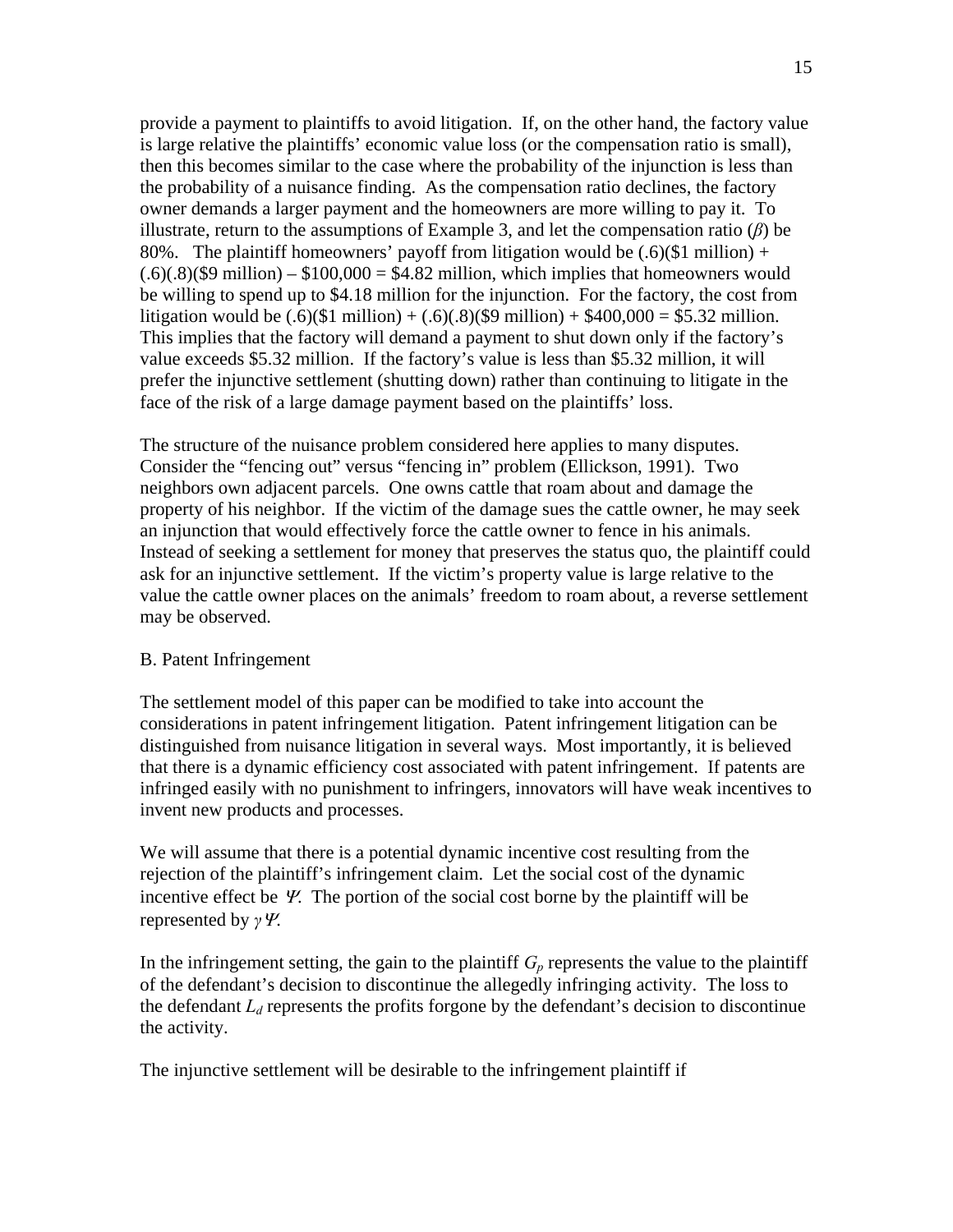provide a payment to plaintiffs to avoid litigation. If, on the other hand, the factory value is large relative the plaintiffs' economic value loss (or the compensation ratio is small), then this becomes similar to the case where the probability of the injunction is less than the probability of a nuisance finding. As the compensation ratio declines, the factory owner demands a larger payment and the homeowners are more willing to pay it. To illustrate, return to the assumptions of Example 3, and let the compensation ratio ($\beta$) be 80%. The plaintiff homeowners' payoff from litigation would be (.6)($1 million) + (.6)(.8)($9 million) – $100,000 = $4.82 million, which implies that homeowners would be willing to spend up to $4.18 million for the injunction. For the factory, the cost from litigation would be (.6)($1 million) + (.6)(.8)($9 million) + $400,000 = $5.32 million. This implies that the factory will demand a payment to shut down only if the factory's value exceeds $5.32 million. If the factory's value is less than $5.32 million, it will prefer the injunctive settlement (shutting down) rather than continuing to litigate in the face of the risk of a large damage payment based on the plaintiffs' loss.

The structure of the nuisance problem considered here applies to many disputes. Consider the "fencing out" versus "fencing in" problem (Ellickson, 1991). Two neighbors own adjacent parcels. One owns cattle that roam about and damage the property of his neighbor. If the victim of the damage sues the cattle owner, he may seek an injunction that would effectively force the cattle owner to fence in his animals. Instead of seeking a settlement for money that preserves the status quo, the plaintiff could ask for an injunctive settlement. If the victim's property value is large relative to the value the cattle owner places on the animals' freedom to roam about, a reverse settlement may be observed.

B. Patent Infringement

The settlement model of this paper can be modified to take into account the considerations in patent infringement litigation. Patent infringement litigation can be distinguished from nuisance litigation in several ways. Most importantly, it is believed that there is a dynamic efficiency cost associated with patent infringement. If patents are infringed easily with no punishment to infringers, innovators will have weak incentives to invent new products and processes.

We will assume that there is a potential dynamic incentive cost resulting from the rejection of the plaintiff's infringement claim. Let the social cost of the dynamic incentive effect be $\Psi$. The portion of the social cost borne by the plaintiff will be represented by $\gamma\Psi$.

In the infringement setting, the gain to the plaintiff $G_p$ represents the value to the plaintiff of the defendant's decision to discontinue the allegedly infringing activity. The loss to the defendant $L_d$ represents the profits forgone by the defendant's decision to discontinue the activity.

The injunctive settlement will be desirable to the infringement plaintiff if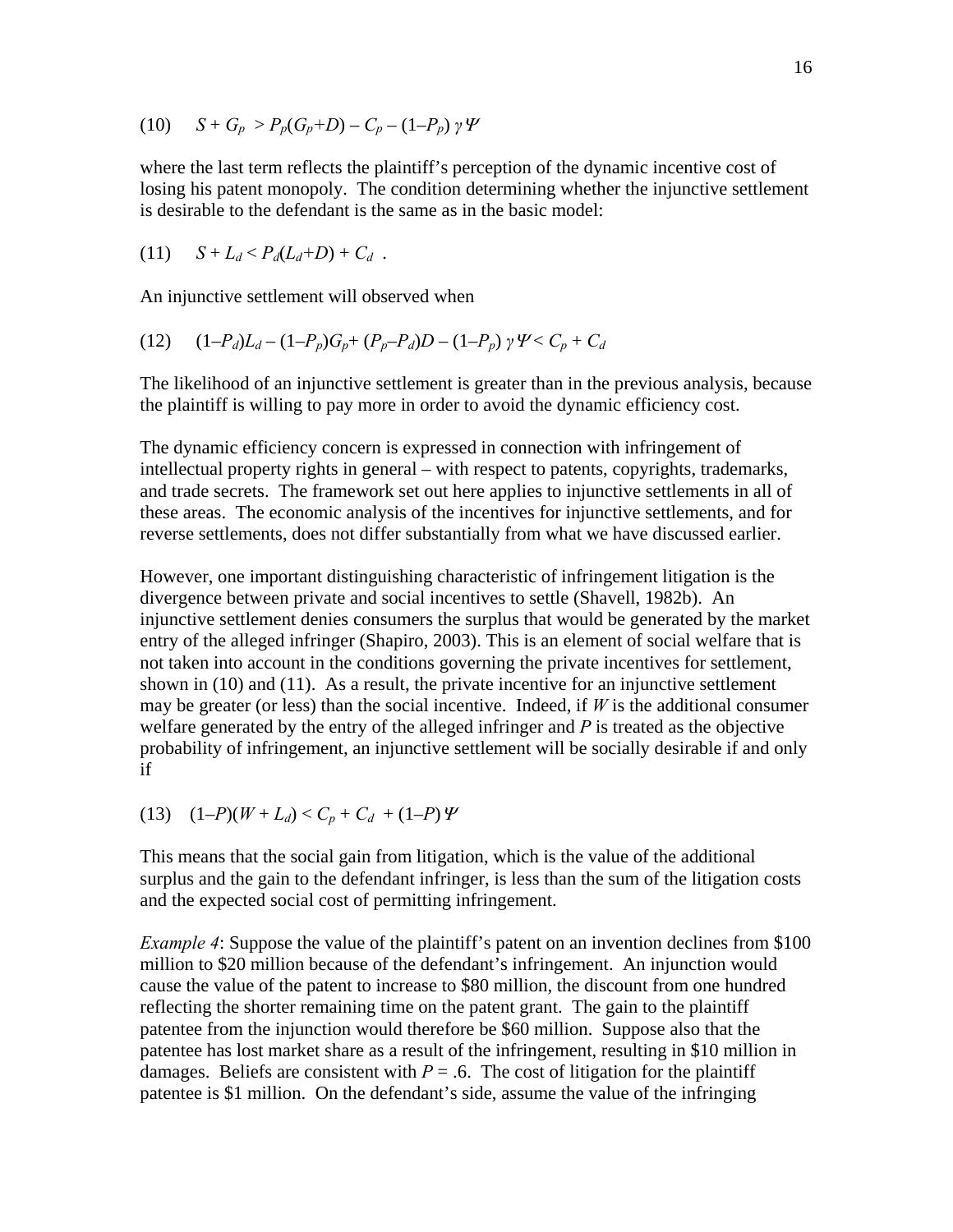$$(10) \quad S + G_p > P_p(G_p+D) - C_p - (1-P_p)\,\gamma\,\Psi$$

where the last term reflects the plaintiff's perception of the dynamic incentive cost of losing his patent monopoly. The condition determining whether the injunctive settlement is desirable to the defendant is the same as in the basic model:

$$(11) \quad S + L_d < P_d(L_d+D) + C_d \ .$$

An injunctive settlement will observed when

$$(12) \quad (1-P_d)L_d - (1-P_p)G_p + (P_p-P_d)D - (1-P_p)\,\gamma\,\Psi < C_p + C_d$$

The likelihood of an injunctive settlement is greater than in the previous analysis, because the plaintiff is willing to pay more in order to avoid the dynamic efficiency cost.

The dynamic efficiency concern is expressed in connection with infringement of intellectual property rights in general – with respect to patents, copyrights, trademarks, and trade secrets. The framework set out here applies to injunctive settlements in all of these areas. The economic analysis of the incentives for injunctive settlements, and for reverse settlements, does not differ substantially from what we have discussed earlier.

However, one important distinguishing characteristic of infringement litigation is the divergence between private and social incentives to settle (Shavell, 1982b). An injunctive settlement denies consumers the surplus that would be generated by the market entry of the alleged infringer (Shapiro, 2003). This is an element of social welfare that is not taken into account in the conditions governing the private incentives for settlement, shown in (10) and (11). As a result, the private incentive for an injunctive settlement may be greater (or less) than the social incentive. Indeed, if $W$ is the additional consumer welfare generated by the entry of the alleged infringer and $P$ is treated as the objective probability of infringement, an injunctive settlement will be socially desirable if and only if

$$(13) \quad (1-P)(W + L_d) < C_p + C_d + (1-P)\,\Psi$$

This means that the social gain from litigation, which is the value of the additional surplus and the gain to the defendant infringer, is less than the sum of the litigation costs and the expected social cost of permitting infringement.

*Example 4*: Suppose the value of the plaintiff's patent on an invention declines from \$100 million to \$20 million because of the defendant's infringement. An injunction would cause the value of the patent to increase to \$80 million, the discount from one hundred reflecting the shorter remaining time on the patent grant. The gain to the plaintiff patentee from the injunction would therefore be \$60 million. Suppose also that the patentee has lost market share as a result of the infringement, resulting in \$10 million in damages. Beliefs are consistent with $P = .6$. The cost of litigation for the plaintiff patentee is \$1 million. On the defendant's side, assume the value of the infringing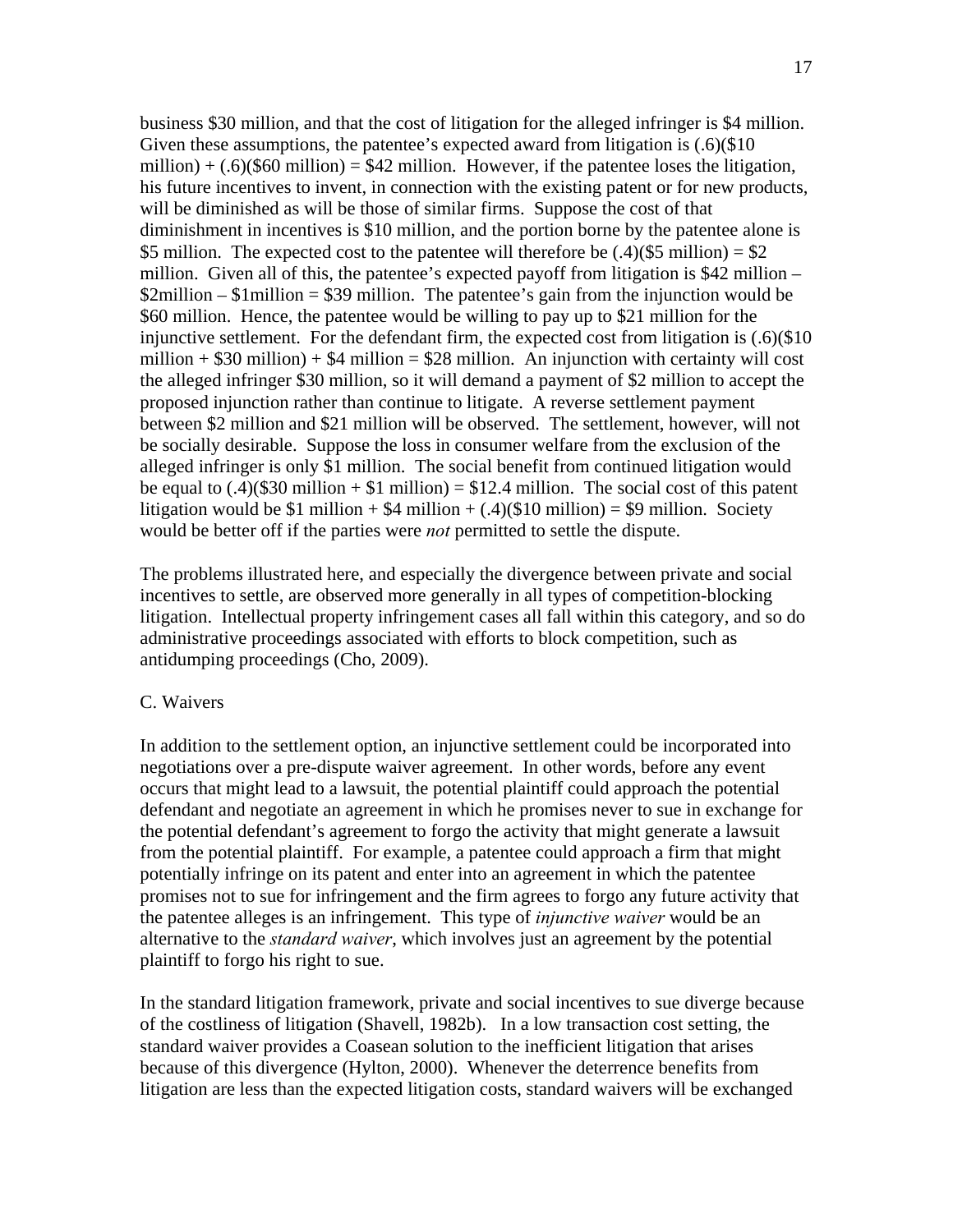business \$30 million, and that the cost of litigation for the alleged infringer is \$4 million. Given these assumptions, the patentee's expected award from litigation is (.6)(\$10 million) + (.6)(\$60 million) = \$42 million. However, if the patentee loses the litigation, his future incentives to invent, in connection with the existing patent or for new products, will be diminished as will be those of similar firms. Suppose the cost of that diminishment in incentives is \$10 million, and the portion borne by the patentee alone is \$5 million. The expected cost to the patentee will therefore be (.4)(\$5 million) = \$2 million. Given all of this, the patentee's expected payoff from litigation is \$42 million – \$2million – \$1million = \$39 million. The patentee's gain from the injunction would be \$60 million. Hence, the patentee would be willing to pay up to \$21 million for the injunctive settlement. For the defendant firm, the expected cost from litigation is (.6)(\$10 million + \$30 million) + \$4 million = \$28 million. An injunction with certainty will cost the alleged infringer \$30 million, so it will demand a payment of \$2 million to accept the proposed injunction rather than continue to litigate. A reverse settlement payment between \$2 million and \$21 million will be observed. The settlement, however, will not be socially desirable. Suppose the loss in consumer welfare from the exclusion of the alleged infringer is only \$1 million. The social benefit from continued litigation would be equal to (.4)(\$30 million + \$1 million) = \$12.4 million. The social cost of this patent litigation would be \$1 million + \$4 million + (.4)(\$10 million) = \$9 million. Society would be better off if the parties were *not* permitted to settle the dispute.

The problems illustrated here, and especially the divergence between private and social incentives to settle, are observed more generally in all types of competition-blocking litigation. Intellectual property infringement cases all fall within this category, and so do administrative proceedings associated with efforts to block competition, such as antidumping proceedings (Cho, 2009).

C. Waivers

In addition to the settlement option, an injunctive settlement could be incorporated into negotiations over a pre-dispute waiver agreement. In other words, before any event occurs that might lead to a lawsuit, the potential plaintiff could approach the potential defendant and negotiate an agreement in which he promises never to sue in exchange for the potential defendant's agreement to forgo the activity that might generate a lawsuit from the potential plaintiff. For example, a patentee could approach a firm that might potentially infringe on its patent and enter into an agreement in which the patentee promises not to sue for infringement and the firm agrees to forgo any future activity that the patentee alleges is an infringement. This type of *injunctive waiver* would be an alternative to the *standard waiver*, which involves just an agreement by the potential plaintiff to forgo his right to sue.

In the standard litigation framework, private and social incentives to sue diverge because of the costliness of litigation (Shavell, 1982b). In a low transaction cost setting, the standard waiver provides a Coasean solution to the inefficient litigation that arises because of this divergence (Hylton, 2000). Whenever the deterrence benefits from litigation are less than the expected litigation costs, standard waivers will be exchanged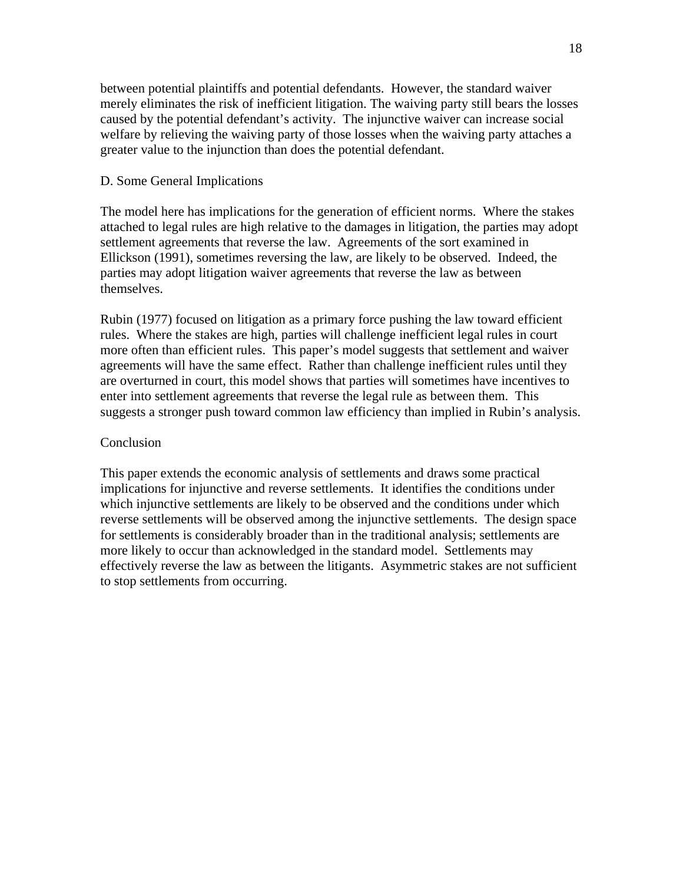between potential plaintiffs and potential defendants. However, the standard waiver merely eliminates the risk of inefficient litigation. The waiving party still bears the losses caused by the potential defendant's activity. The injunctive waiver can increase social welfare by relieving the waiving party of those losses when the waiving party attaches a greater value to the injunction than does the potential defendant.

### D. Some General Implications

The model here has implications for the generation of efficient norms. Where the stakes attached to legal rules are high relative to the damages in litigation, the parties may adopt settlement agreements that reverse the law. Agreements of the sort examined in Ellickson (1991), sometimes reversing the law, are likely to be observed. Indeed, the parties may adopt litigation waiver agreements that reverse the law as between themselves.

Rubin (1977) focused on litigation as a primary force pushing the law toward efficient rules. Where the stakes are high, parties will challenge inefficient legal rules in court more often than efficient rules. This paper's model suggests that settlement and waiver agreements will have the same effect. Rather than challenge inefficient rules until they are overturned in court, this model shows that parties will sometimes have incentives to enter into settlement agreements that reverse the legal rule as between them. This suggests a stronger push toward common law efficiency than implied in Rubin's analysis.

## Conclusion

This paper extends the economic analysis of settlements and draws some practical implications for injunctive and reverse settlements. It identifies the conditions under which injunctive settlements are likely to be observed and the conditions under which reverse settlements will be observed among the injunctive settlements. The design space for settlements is considerably broader than in the traditional analysis; settlements are more likely to occur than acknowledged in the standard model. Settlements may effectively reverse the law as between the litigants. Asymmetric stakes are not sufficient to stop settlements from occurring.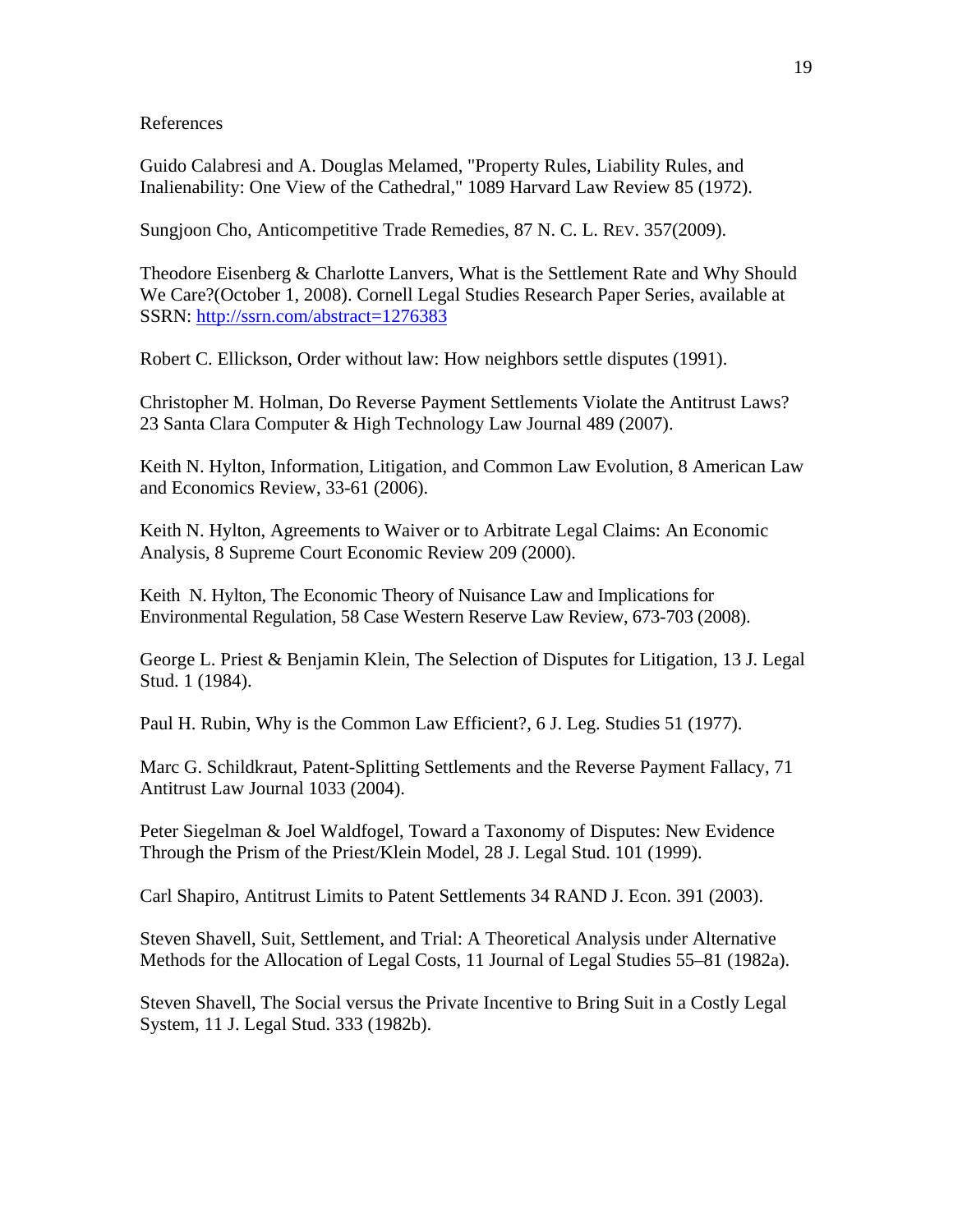References

Guido Calabresi and A. Douglas Melamed, "Property Rules, Liability Rules, and Inalienability: One View of the Cathedral," 1089 Harvard Law Review 85 (1972).

Sungjoon Cho, Anticompetitive Trade Remedies, 87 N. C. L. REV. 357(2009).

Theodore Eisenberg & Charlotte Lanvers, What is the Settlement Rate and Why Should We Care?(October 1, 2008). Cornell Legal Studies Research Paper Series, available at SSRN: [http://ssrn.com/abstract=1276383](http://ssrn.com/abstract=1276383)

Robert C. Ellickson, Order without law: How neighbors settle disputes (1991).

Christopher M. Holman, Do Reverse Payment Settlements Violate the Antitrust Laws? 23 Santa Clara Computer & High Technology Law Journal 489 (2007).

Keith N. Hylton, Information, Litigation, and Common Law Evolution, 8 American Law and Economics Review, 33-61 (2006).

Keith N. Hylton, Agreements to Waiver or to Arbitrate Legal Claims: An Economic Analysis, 8 Supreme Court Economic Review 209 (2000).

Keith N. Hylton, The Economic Theory of Nuisance Law and Implications for Environmental Regulation, 58 Case Western Reserve Law Review, 673-703 (2008).

George L. Priest & Benjamin Klein, The Selection of Disputes for Litigation, 13 J. Legal Stud. 1 (1984).

Paul H. Rubin, Why is the Common Law Efficient?, 6 J. Leg. Studies 51 (1977).

Marc G. Schildkraut, Patent-Splitting Settlements and the Reverse Payment Fallacy, 71 Antitrust Law Journal 1033 (2004).

Peter Siegelman & Joel Waldfogel, Toward a Taxonomy of Disputes: New Evidence Through the Prism of the Priest/Klein Model, 28 J. Legal Stud. 101 (1999).

Carl Shapiro, Antitrust Limits to Patent Settlements 34 RAND J. Econ. 391 (2003).

Steven Shavell, Suit, Settlement, and Trial: A Theoretical Analysis under Alternative Methods for the Allocation of Legal Costs, 11 Journal of Legal Studies 55–81 (1982a).

Steven Shavell, The Social versus the Private Incentive to Bring Suit in a Costly Legal System, 11 J. Legal Stud. 333 (1982b).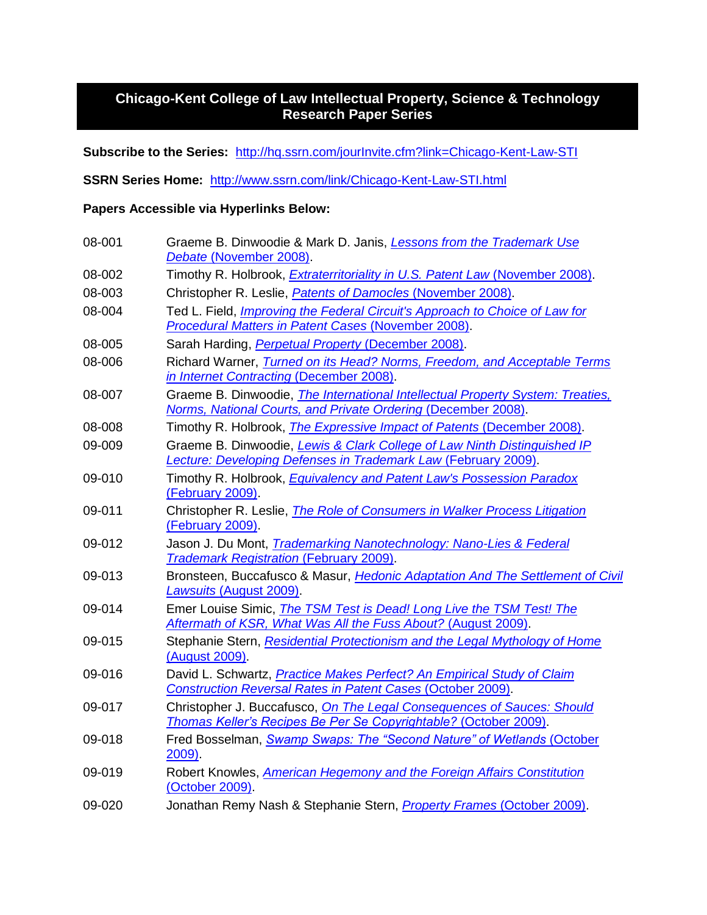# Chicago-Kent College of Law Intellectual Property, Science & Technology Research Paper Series

**Subscribe to the Series:** http://hq.ssrn.com/jourInvite.cfm?link=Chicago-Kent-Law-STI

**SSRN Series Home:** http://www.ssrn.com/link/Chicago-Kent-Law-STI.html

**Papers Accessible via Hyperlinks Below:**

| | |
|---|---|
| 08-001 | Graeme B. Dinwoodie & Mark D. Janis, *Lessons from the Trademark Use Debate* (November 2008). |
| 08-002 | Timothy R. Holbrook, *Extraterritoriality in U.S. Patent Law* (November 2008). |
| 08-003 | Christopher R. Leslie, *Patents of Damocles* (November 2008). |
| 08-004 | Ted L. Field, *Improving the Federal Circuit's Approach to Choice of Law for Procedural Matters in Patent Cases* (November 2008). |
| 08-005 | Sarah Harding, *Perpetual Property* (December 2008). |
| 08-006 | Richard Warner, *Turned on its Head? Norms, Freedom, and Acceptable Terms in Internet Contracting* (December 2008). |
| 08-007 | Graeme B. Dinwoodie, *The International Intellectual Property System: Treaties, Norms, National Courts, and Private Ordering* (December 2008). |
| 08-008 | Timothy R. Holbrook, *The Expressive Impact of Patents* (December 2008). |
| 09-009 | Graeme B. Dinwoodie, *Lewis & Clark College of Law Ninth Distinguished IP Lecture: Developing Defenses in Trademark Law* (February 2009). |
| 09-010 | Timothy R. Holbrook, *Equivalency and Patent Law's Possession Paradox* (February 2009). |
| 09-011 | Christopher R. Leslie, *The Role of Consumers in Walker Process Litigation* (February 2009). |
| 09-012 | Jason J. Du Mont, *Trademarking Nanotechnology: Nano-Lies & Federal Trademark Registration* (February 2009). |
| 09-013 | Bronsteen, Buccafusco & Masur, *Hedonic Adaptation And The Settlement of Civil Lawsuits* (August 2009). |
| 09-014 | Emer Louise Simic, *The TSM Test is Dead! Long Live the TSM Test! The Aftermath of KSR, What Was All the Fuss About?* (August 2009). |
| 09-015 | Stephanie Stern, *Residential Protectionism and the Legal Mythology of Home* (August 2009). |
| 09-016 | David L. Schwartz, *Practice Makes Perfect? An Empirical Study of Claim Construction Reversal Rates in Patent Cases* (October 2009). |
| 09-017 | Christopher J. Buccafusco, *On The Legal Consequences of Sauces: Should Thomas Keller's Recipes Be Per Se Copyrightable?* (October 2009). |
| 09-018 | Fred Bosselman, *Swamp Swaps: The "Second Nature" of Wetlands* (October 2009). |
| 09-019 | Robert Knowles, *American Hegemony and the Foreign Affairs Constitution* (October 2009). |
| 09-020 | Jonathan Remy Nash & Stephanie Stern, *Property Frames* (October 2009). |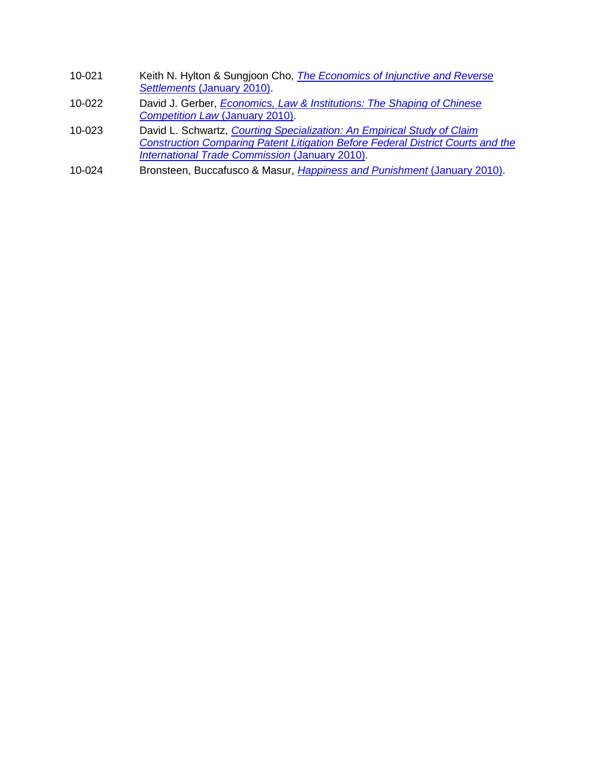10-021 Keith N. Hylton & Sungjoon Cho, *The Economics of Injunctive and Reverse Settlements* (January 2010).

10-022 David J. Gerber, *Economics, Law & Institutions: The Shaping of Chinese Competition Law* (January 2010).

10-023 David L. Schwartz, *Courting Specialization: An Empirical Study of Claim Construction Comparing Patent Litigation Before Federal District Courts and the International Trade Commission* (January 2010).

10-024 Bronsteen, Buccafusco & Masur, *Happiness and Punishment* (January 2010).